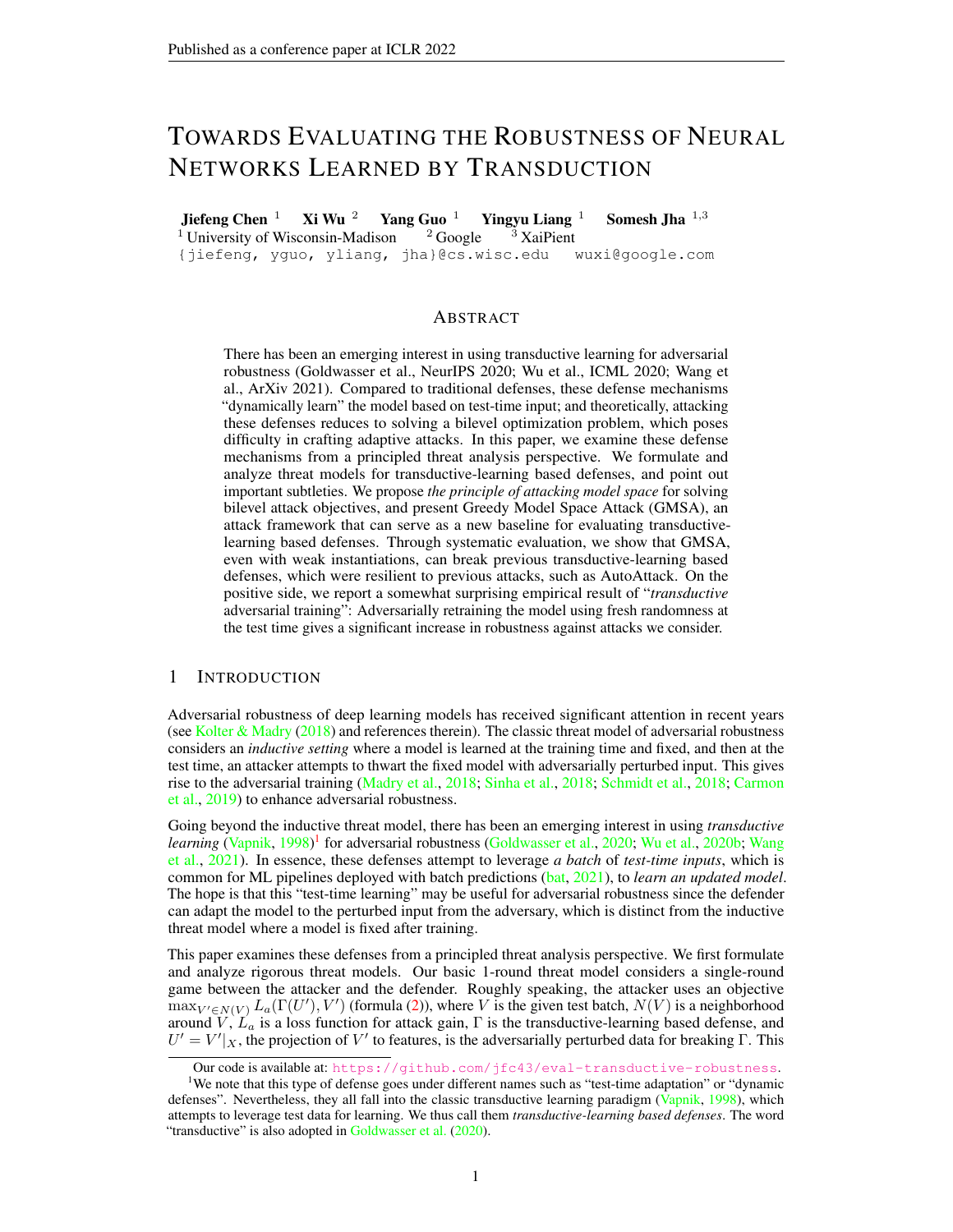# Towards Evaluating the Robustness of Neural Networks Learned by Transduction

**Jiefeng Chen** [1] **Xi Wu** [2] **Yang Guo** [1] **Yingyu Liang** [1] **Somesh Jha** [1,3]

[1] University of Wisconsin-Madison [2] Google [3] XaiPient

{jiefeng, yguo, yliang, jha}@cs.wisc.edu wuxi@google.com

## Abstract

There has been an emerging interest in using transductive learning for adversarial robustness (Goldwasser et al., NeurIPS 2020; Wu et al., ICML 2020; Wang et al., ArXiv 2021). Compared to traditional defenses, these defense mechanisms "dynamically learn" the model based on test-time input; and theoretically, attacking these defenses reduces to solving a bilevel optimization problem, which poses difficulty in crafting adaptive attacks. In this paper, we examine these defense mechanisms from a principled threat analysis perspective. We formulate and analyze threat models for transductive-learning based defenses, and point out important subtleties. We propose *the principle of attacking model space* for solving bilevel attack objectives, and present Greedy Model Space Attack (GMSA), an attack framework that can serve as a new baseline for evaluating transductive-learning based defenses. Through systematic evaluation, we show that GMSA, even with weak instantiations, can break previous transductive-learning based defenses, which were resilient to previous attacks, such as AutoAttack. On the positive side, we report a somewhat surprising empirical result of "*transductive* adversarial training": Adversarially retraining the model using fresh randomness at the test time gives a significant increase in robustness against attacks we consider.

## 1 Introduction

Adversarial robustness of deep learning models has received significant attention in recent years (see Kolter & Madry (2018) and references therein). The classic threat model of adversarial robustness considers an *inductive setting* where a model is learned at the training time and fixed, and then at the test time, an attacker attempts to thwart the fixed model with adversarially perturbed input. This gives rise to the adversarial training (Madry et al., 2018; Sinha et al., 2018; Schmidt et al., 2018; Carmon et al., 2019) to enhance adversarial robustness.

Going beyond the inductive threat model, there has been an emerging interest in using *transductive learning* (Vapnik, 1998)[1] for adversarial robustness (Goldwasser et al., 2020; Wu et al., 2020b; Wang et al., 2021). In essence, these defenses attempt to leverage *a batch* of *test-time inputs*, which is common for ML pipelines deployed with batch predictions (bat, 2021), to *learn an updated model*. The hope is that this "test-time learning" may be useful for adversarial robustness since the defender can adapt the model to the perturbed input from the adversary, which is distinct from the inductive threat model where a model is fixed after training.

This paper examines these defenses from a principled threat analysis perspective. We first formulate and analyze rigorous threat models. Our basic 1-round threat model considers a single-round game between the attacker and the defender. Roughly speaking, the attacker uses an objective $\max_{V' \in N(V)} L_a(\Gamma(U'), V')$ (formula (2)), where $V$ is the given test batch, $N(V)$ is a neighborhood around $V$, $L_a$ is a loss function for attack gain, $\Gamma$ is the transductive-learning based defense, and $U' = V'|_X$, the projection of $V'$ to features, is the adversarially perturbed data for breaking $\Gamma$. This

---

Our code is available at: https://github.com/jfc43/eval-transductive-robustness.

[1] We note that this type of defense goes under different names such as "test-time adaptation" or "dynamic defenses". Nevertheless, they all fall into the classic transductive learning paradigm (Vapnik, 1998), which attempts to leverage test data for learning. We thus call them *transductive-learning based defenses*. The word "transductive" is also adopted in Goldwasser et al. (2020).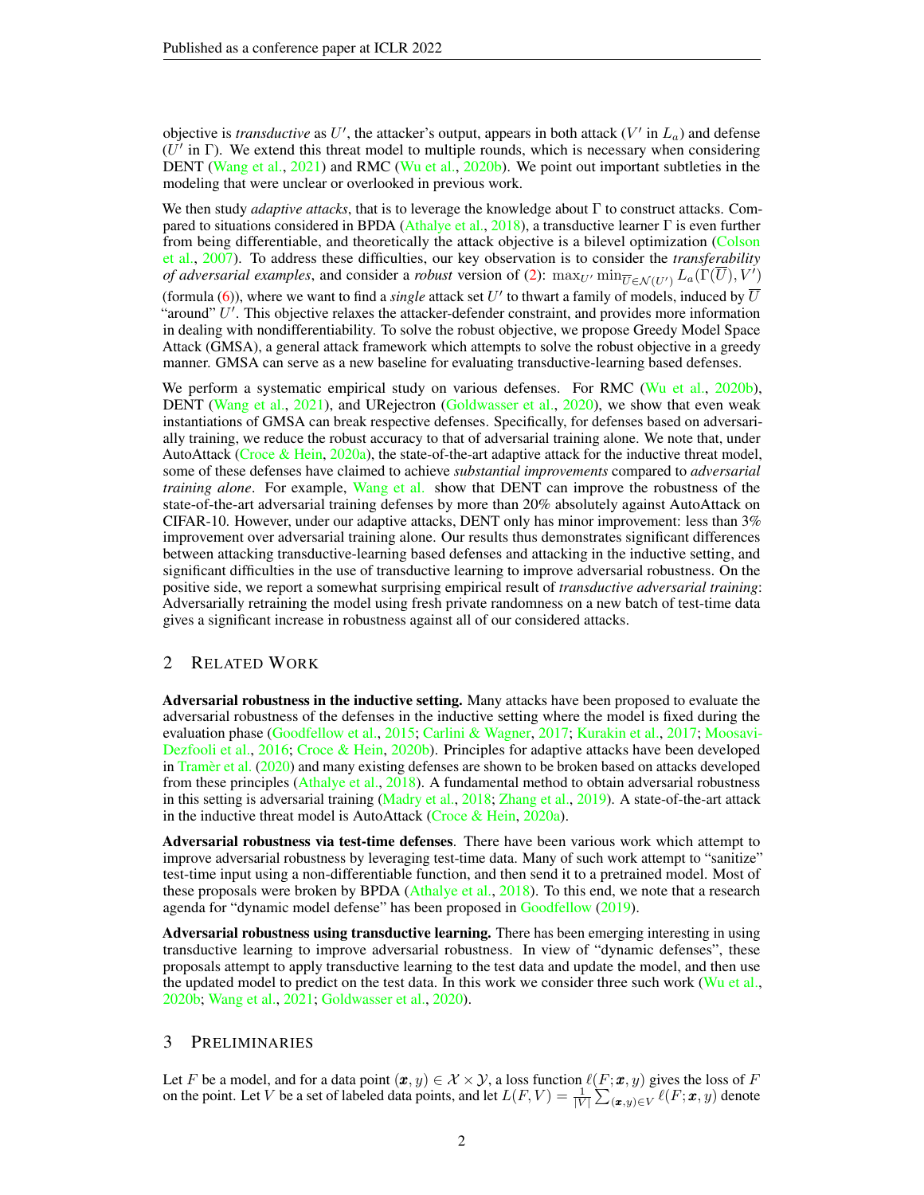objective is *transductive* as $U'$, the attacker's output, appears in both attack ($V'$ in $L_a$) and defense ($U'$ in $\Gamma$). We extend this threat model to multiple rounds, which is necessary when considering DENT (Wang et al., 2021) and RMC (Wu et al., 2020b). We point out important subtleties in the modeling that were unclear or overlooked in previous work.

We then study *adaptive attacks*, that is to leverage the knowledge about $\Gamma$ to construct attacks. Compared to situations considered in BPDA (Athalye et al., 2018), a transductive learner $\Gamma$ is even further from being differentiable, and theoretically the attack objective is a bilevel optimization (Colson et al., 2007). To address these difficulties, our key observation is to consider the *transferability of adversarial examples*, and consider a *robust* version of (2): $\max_{U'} \min_{\overline{U} \in \mathcal{N}(U')} L_a(\Gamma(\overline{U}), V')$ (formula (6)), where we want to find a *single* attack set $U'$ to thwart a family of models, induced by $\overline{U}$ "around" $U'$. This objective relaxes the attacker-defender constraint, and provides more information in dealing with nondifferentiability. To solve the robust objective, we propose Greedy Model Space Attack (GMSA), a general attack framework which attempts to solve the robust objective in a greedy manner. GMSA can serve as a new baseline for evaluating transductive-learning based defenses.

We perform a systematic empirical study on various defenses. For RMC (Wu et al., 2020b), DENT (Wang et al., 2021), and URejectron (Goldwasser et al., 2020), we show that even weak instantiations of GMSA can break respective defenses. Specifically, for defenses based on adversarially training, we reduce the robust accuracy to that of adversarial training alone. We note that, under AutoAttack (Croce & Hein, 2020a), the state-of-the-art adaptive attack for the inductive threat model, some of these defenses have claimed to achieve *substantial improvements* compared to *adversarial training alone*. For example, Wang et al. show that DENT can improve the robustness of the state-of-the-art adversarial training defenses by more than 20% absolutely against AutoAttack on CIFAR-10. However, under our adaptive attacks, DENT only has minor improvement: less than 3% improvement over adversarial training alone. Our results thus demonstrates significant differences between attacking transductive-learning based defenses and attacking in the inductive setting, and significant difficulties in the use of transductive learning to improve adversarial robustness. On the positive side, we report a somewhat surprising empirical result of *transductive adversarial training*: Adversarially retraining the model using fresh private randomness on a new batch of test-time data gives a significant increase in robustness against all of our considered attacks.

## 2 Related Work

**Adversarial robustness in the inductive setting.** Many attacks have been proposed to evaluate the adversarial robustness of the defenses in the inductive setting where the model is fixed during the evaluation phase (Goodfellow et al., 2015; Carlini & Wagner, 2017; Kurakin et al., 2017; Moosavi-Dezfooli et al., 2016; Croce & Hein, 2020b). Principles for adaptive attacks have been developed in Tramèr et al. (2020) and many existing defenses are shown to be broken based on attacks developed from these principles (Athalye et al., 2018). A fundamental method to obtain adversarial robustness in this setting is adversarial training (Madry et al., 2018; Zhang et al., 2019). A state-of-the-art attack in the inductive threat model is AutoAttack (Croce & Hein, 2020a).

**Adversarial robustness via test-time defenses**. There have been various work which attempt to improve adversarial robustness by leveraging test-time data. Many of such work attempt to "sanitize" test-time input using a non-differentiable function, and then send it to a pretrained model. Most of these proposals were broken by BPDA (Athalye et al., 2018). To this end, we note that a research agenda for "dynamic model defense" has been proposed in Goodfellow (2019).

**Adversarial robustness using transductive learning.** There has been emerging interesting in using transductive learning to improve adversarial robustness. In view of "dynamic defenses", these proposals attempt to apply transductive learning to the test data and update the model, and then use the updated model to predict on the test data. In this work we consider three such work (Wu et al., 2020b; Wang et al., 2021; Goldwasser et al., 2020).

## 3 Preliminaries

Let $F$ be a model, and for a data point $(\boldsymbol{x}, y) \in \mathcal{X} \times \mathcal{Y}$, a loss function $\ell(F; \boldsymbol{x}, y)$ gives the loss of $F$ on the point. Let $V$ be a set of labeled data points, and let $L(F, V) = \frac{1}{|V|} \sum_{(\boldsymbol{x},y) \in V} \ell(F; \boldsymbol{x}, y)$ denote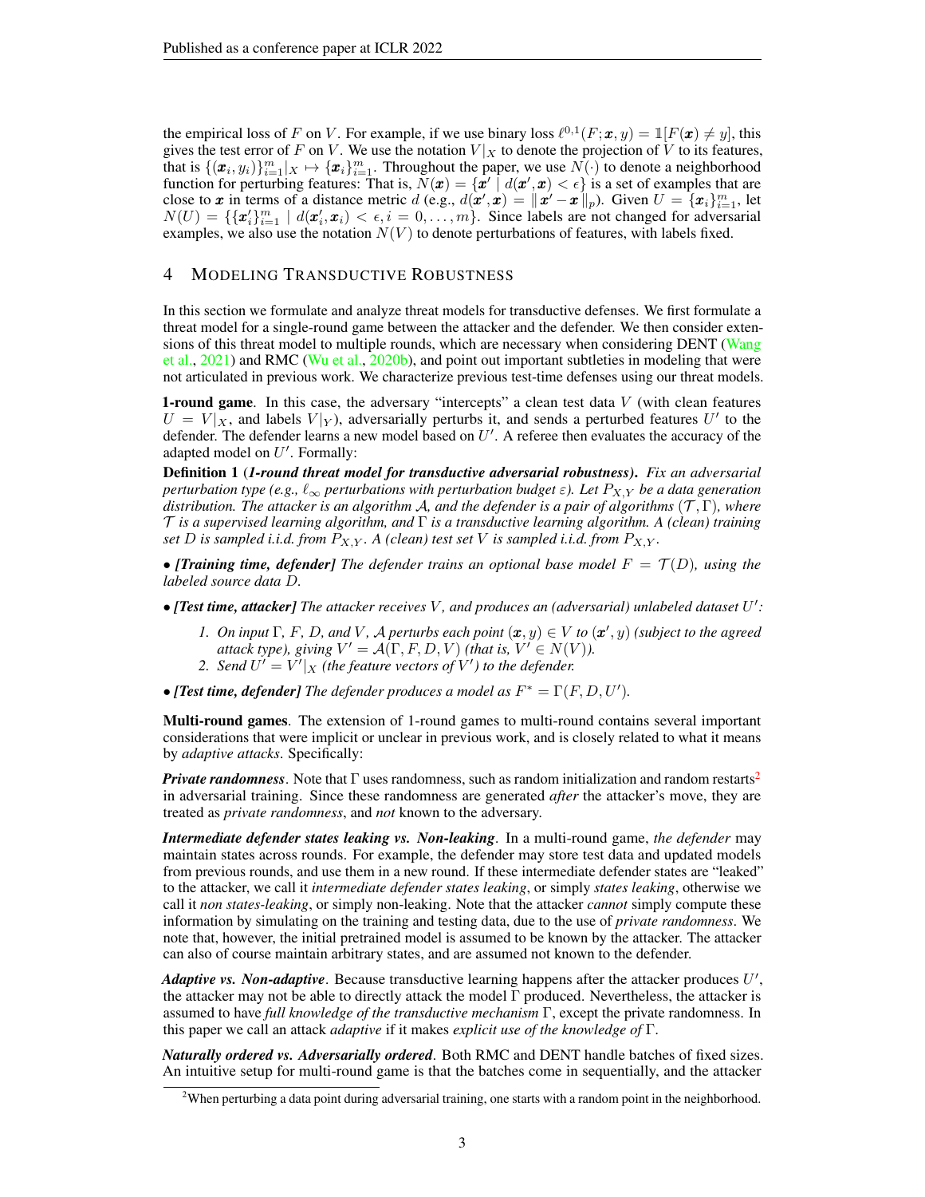the empirical loss of $F$ on $V$. For example, if we use binary loss $\ell^{0,1}(F; \boldsymbol{x}, y) = \mathbb{1}[F(\boldsymbol{x}) \neq y]$, this gives the test error of $F$ on $V$. We use the notation $V|_X$ to denote the projection of $V$ to its features, that is $\{(\boldsymbol{x}_i, y_i)\}_{i=1}^m|_X \mapsto \{\boldsymbol{x}_i\}_{i=1}^m$. Throughout the paper, we use $N(\cdot)$ to denote a neighborhood function for perturbing features: That is, $N(\boldsymbol{x}) = \{\boldsymbol{x}' \mid d(\boldsymbol{x}', \boldsymbol{x}) < \epsilon\}$ is a set of examples that are close to $\boldsymbol{x}$ in terms of a distance metric $d$ (e.g., $d(\boldsymbol{x}', \boldsymbol{x}) = \|\boldsymbol{x}' - \boldsymbol{x}\|_p$). Given $U = \{\boldsymbol{x}_i\}_{i=1}^m$, let $N(U) = \{\{\boldsymbol{x}'_i\}_{i=1}^m \mid d(\boldsymbol{x}'_i, \boldsymbol{x}_i) < \epsilon, i = 0, \ldots, m\}$. Since labels are not changed for adversarial examples, we also use the notation $N(V)$ to denote perturbations of features, with labels fixed.

# 4 Modeling Transductive Robustness

In this section we formulate and analyze threat models for transductive defenses. We first formulate a threat model for a single-round game between the attacker and the defender. We then consider extensions of this threat model to multiple rounds, which are necessary when considering DENT (Wang et al., 2021) and RMC (Wu et al., 2020b), and point out important subtleties in modeling that were not articulated in previous work. We characterize previous test-time defenses using our threat models.

**1-round game**. In this case, the adversary "intercepts" a clean test data $V$ (with clean features $U = V|_X$, and labels $V|_Y$), adversarially perturbs it, and sends a perturbed features $U'$ to the defender. The defender learns a new model based on $U'$. A referee then evaluates the accuracy of the adapted model on $U'$. Formally:

**Definition 1** (***1-round threat model for transductive adversarial robustness***). *Fix an adversarial perturbation type (e.g., $\ell_\infty$ perturbations with perturbation budget $\varepsilon$). Let $P_{X,Y}$ be a data generation distribution. The attacker is an algorithm $\mathcal{A}$, and the defender is a pair of algorithms $(\mathcal{T}, \Gamma)$, where $\mathcal{T}$ is a supervised learning algorithm, and $\Gamma$ is a transductive learning algorithm. A (clean) training set $D$ is sampled i.i.d. from $P_{X,Y}$. A (clean) test set $V$ is sampled i.i.d. from $P_{X,Y}$.*

- ***[Training time, defender]*** *The defender trains an optional base model $F = \mathcal{T}(D)$, using the labeled source data $D$.*
- ***[Test time, attacker]*** *The attacker receives $V$, and produces an (adversarial) unlabeled dataset $U'$:*
  1. *On input $\Gamma$, $F$, $D$, and $V$, $\mathcal{A}$ perturbs each point $(\boldsymbol{x}, y) \in V$ to $(\boldsymbol{x}', y)$ (subject to the agreed attack type), giving $V' = \mathcal{A}(\Gamma, F, D, V)$ (that is, $V' \in N(V)$).*
  2. *Send $U' = V'|_X$ (the feature vectors of $V'$) to the defender.*
- ***[Test time, defender]*** *The defender produces a model as $F^* = \Gamma(F, D, U')$.*

**Multi-round games**. The extension of 1-round games to multi-round contains several important considerations that were implicit or unclear in previous work, and is closely related to what it means by *adaptive attacks*. Specifically:

***Private randomness***. Note that $\Gamma$ uses randomness, such as random initialization and random restarts[2] in adversarial training. Since these randomness are generated *after* the attacker's move, they are treated as *private randomness*, and *not* known to the adversary.

***Intermediate defender states leaking vs. Non-leaking***. In a multi-round game, *the defender* may maintain states across rounds. For example, the defender may store test data and updated models from previous rounds, and use them in a new round. If these intermediate defender states are "leaked" to the attacker, we call it *intermediate defender states leaking*, or simply *states leaking*, otherwise we call it *non states-leaking*, or simply non-leaking. Note that the attacker *cannot* simply compute these information by simulating on the training and testing data, due to the use of *private randomness*. We note that, however, the initial pretrained model is assumed to be known by the attacker. The attacker can also of course maintain arbitrary states, and are assumed not known to the defender.

***Adaptive vs. Non-adaptive***. Because transductive learning happens after the attacker produces $U'$, the attacker may not be able to directly attack the model $\Gamma$ produced. Nevertheless, the attacker is assumed to have *full knowledge of the transductive mechanism* $\Gamma$, except the private randomness. In this paper we call an attack *adaptive* if it makes *explicit use of the knowledge of* $\Gamma$.

***Naturally ordered vs. Adversarially ordered***. Both RMC and DENT handle batches of fixed sizes. An intuitive setup for multi-round game is that the batches come in sequentially, and the attacker

[2] When perturbing a data point during adversarial training, one starts with a random point in the neighborhood.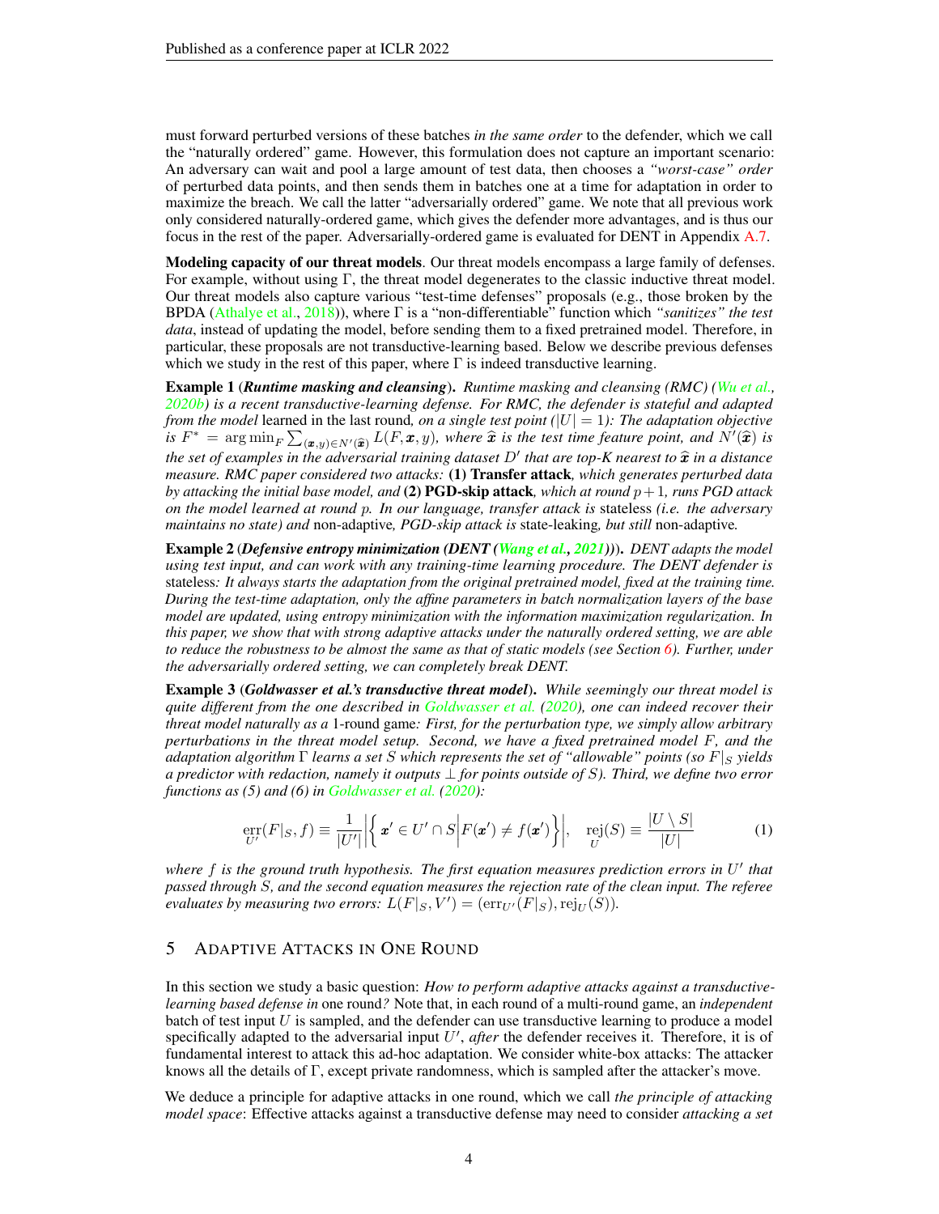must forward perturbed versions of these batches *in the same order* to the defender, which we call the "naturally ordered" game. However, this formulation does not capture an important scenario: An adversary can wait and pool a large amount of test data, then chooses a *"worst-case" order* of perturbed data points, and then sends them in batches one at a time for adaptation in order to maximize the breach. We call the latter "adversarially ordered" game. We note that all previous work only considered naturally-ordered game, which gives the defender more advantages, and is thus our focus in the rest of the paper. Adversarially-ordered game is evaluated for DENT in Appendix A.7.

**Modeling capacity of our threat models**. Our threat models encompass a large family of defenses. For example, without using $\Gamma$, the threat model degenerates to the classic inductive threat model. Our threat models also capture various "test-time defenses" proposals (e.g., those broken by the BPDA (Athalye et al., 2018)), where $\Gamma$ is a "non-differentiable" function which *"sanitizes" the test data*, instead of updating the model, before sending them to a fixed pretrained model. Therefore, in particular, these proposals are not transductive-learning based. Below we describe previous defenses which we study in the rest of this paper, where $\Gamma$ is indeed transductive learning.

**Example 1** (***Runtime masking and cleansing***). *Runtime masking and cleansing (RMC) (Wu et al., 2020b) is a recent transductive-learning defense. For RMC, the defender is stateful and adapted from the model* learned in the last round*, on a single test point ($|U| = 1$): The adaptation objective is $F^* = \arg\min_F \sum_{(\boldsymbol{x},y)\in N'(\widehat{\boldsymbol{x}})} L(F, \boldsymbol{x}, y)$, where $\widehat{\boldsymbol{x}}$ is the test time feature point, and $N'(\widehat{\boldsymbol{x}})$ is the set of examples in the adversarial training dataset $D'$ that are top-$K$ nearest to $\widehat{\boldsymbol{x}}$ in a distance measure. RMC paper considered two attacks:* **(1) Transfer attack***, which generates perturbed data by attacking the initial base model, and* **(2) PGD-skip attack***, which at round $p+1$, runs PGD attack on the model learned at round $p$. In our language, transfer attack is* stateless *(i.e. the adversary maintains no state) and* non-adaptive*, PGD-skip attack is* state-leaking*, but still* non-adaptive*.*

**Example 2** (***Defensive entropy minimization (DENT (Wang et al., 2021))***). *DENT adapts the model using test input, and can work with any training-time learning procedure. The DENT defender is* stateless*: It always starts the adaptation from the original pretrained model, fixed at the training time. During the test-time adaptation, only the affine parameters in batch normalization layers of the base model are updated, using entropy minimization with the information maximization regularization. In this paper, we show that with strong adaptive attacks under the naturally ordered setting, we are able to reduce the robustness to be almost the same as that of static models (see Section 6). Further, under the adversarially ordered setting, we can completely break DENT.*

**Example 3** (***Goldwasser et al.'s transductive threat model***). *While seemingly our threat model is quite different from the one described in Goldwasser et al. (2020), one can indeed recover their threat model naturally as a* 1-round game*: First, for the perturbation type, we simply allow arbitrary perturbations in the threat model setup. Second, we have a fixed pretrained model $F$, and the adaptation algorithm $\Gamma$ learns a set $S$ which represents the set of "allowable" points (so $F|_S$ yields a predictor with redaction, namely it outputs $\perp$ for points outside of $S$). Third, we define two error functions as (5) and (6) in Goldwasser et al. (2020):*

$$\underset{U'}{\mathrm{err}}(F|_S, f) \equiv \frac{1}{|U'|}\left|\left\{ \boldsymbol{x}' \in U' \cap S \middle| F(\boldsymbol{x}') \neq f(\boldsymbol{x}') \right\}\right|, \quad \underset{U}{\mathrm{rej}}(S) \equiv \frac{|U \setminus S|}{|U|} \tag{1}$$

*where $f$ is the ground truth hypothesis. The first equation measures prediction errors in $U'$ that passed through $S$, and the second equation measures the rejection rate of the clean input. The referee evaluates by measuring two errors: $L(F|_S, V') = (\mathrm{err}_{U'}(F|_S), \mathrm{rej}_U(S))$.*

## 5 Adaptive Attacks in One Round

In this section we study a basic question: *How to perform adaptive attacks against a transductive-learning based defense in* one round*?* Note that, in each round of a multi-round game, an *independent* batch of test input $U$ is sampled, and the defender can use transductive learning to produce a model specifically adapted to the adversarial input $U'$, *after* the defender receives it. Therefore, it is of fundamental interest to attack this ad-hoc adaptation. We consider white-box attacks: The attacker knows all the details of $\Gamma$, except private randomness, which is sampled after the attacker's move.

We deduce a principle for adaptive attacks in one round, which we call *the principle of attacking model space*: Effective attacks against a transductive defense may need to consider *attacking a set*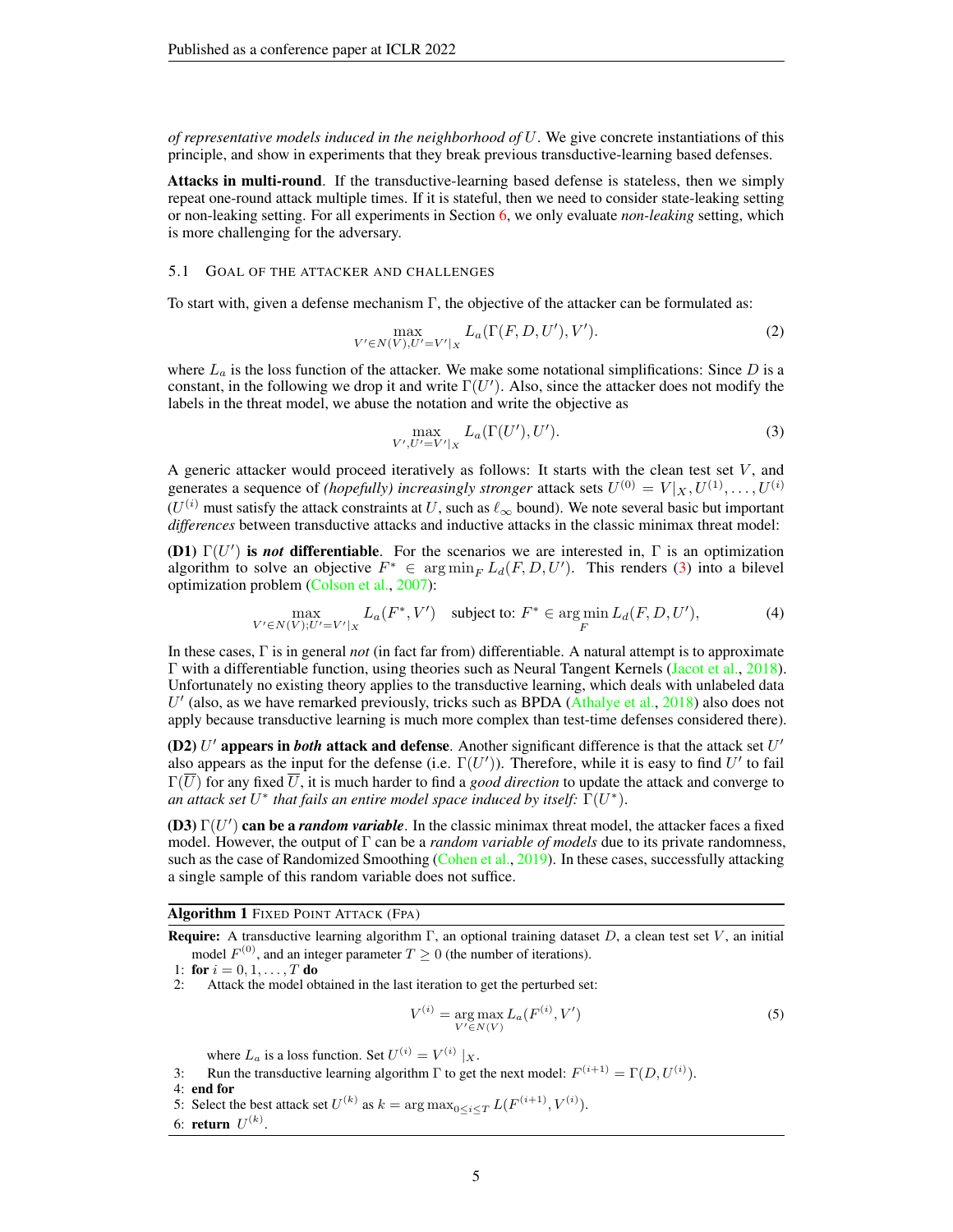*of representative models induced in the neighborhood of $U$*. We give concrete instantiations of this principle, and show in experiments that they break previous transductive-learning based defenses.

**Attacks in multi-round**. If the transductive-learning based defense is stateless, then we simply repeat one-round attack multiple times. If it is stateful, then we need to consider state-leaking setting or non-leaking setting. For all experiments in Section 6, we only evaluate *non-leaking* setting, which is more challenging for the adversary.

### 5.1 Goal of the attacker and challenges

To start with, given a defense mechanism $\Gamma$, the objective of the attacker can be formulated as:

$$\max_{V' \in N(V), U' = V'|_X} L_a(\Gamma(F, D, U'), V'). \tag{2}$$

where $L_a$ is the loss function of the attacker. We make some notational simplifications: Since $D$ is a constant, in the following we drop it and write $\Gamma(U')$. Also, since the attacker does not modify the labels in the threat model, we abuse the notation and write the objective as

$$\max_{V', U' = V'|_X} L_a(\Gamma(U'), U'). \tag{3}$$

A generic attacker would proceed iteratively as follows: It starts with the clean test set $V$, and generates a sequence of *(hopefully) increasingly stronger* attack sets $U^{(0)} = V|_X, U^{(1)}, \dots, U^{(i)}$ ($U^{(i)}$ must satisfy the attack constraints at $U$, such as $\ell_\infty$ bound). We note several basic but important *differences* between transductive attacks and inductive attacks in the classic minimax threat model:

**(D1) $\Gamma(U')$ is *not* differentiable**. For the scenarios we are interested in, $\Gamma$ is an optimization algorithm to solve an objective $F^* \in \arg\min_F L_d(F, D, U')$. This renders (3) into a bilevel optimization problem (Colson et al., 2007):

$$\max_{V' \in N(V); U' = V'|_X} L_a(F^*, V') \quad \text{subject to: } F^* \in \arg\min_F L_d(F, D, U'), \tag{4}$$

In these cases, $\Gamma$ is in general *not* (in fact far from) differentiable. A natural attempt is to approximate $\Gamma$ with a differentiable function, using theories such as Neural Tangent Kernels (Jacot et al., 2018). Unfortunately no existing theory applies to the transductive learning, which deals with unlabeled data $U'$ (also, as we have remarked previously, tricks such as BPDA (Athalye et al., 2018) also does not apply because transductive learning is much more complex than test-time defenses considered there).

**(D2) $U'$ appears in *both* attack and defense**. Another significant difference is that the attack set $U'$ also appears as the input for the defense (i.e. $\Gamma(U')$). Therefore, while it is easy to find $U'$ to fail $\Gamma(\overline{U})$ for any fixed $\overline{U}$, it is much harder to find a *good direction* to update the attack and converge to *an attack set $U^*$ that fails an entire model space induced by itself:* $\Gamma(U^*)$.

**(D3) $\Gamma(U')$ can be a *random variable***. In the classic minimax threat model, the attacker faces a fixed model. However, the output of $\Gamma$ can be a *random variable of models* due to its private randomness, such as the case of Randomized Smoothing (Cohen et al., 2019). In these cases, successfully attacking a single sample of this random variable does not suffice.

---

**Algorithm 1** Fixed Point Attack (FPA)

**Require:** A transductive learning algorithm $\Gamma$, an optional training dataset $D$, a clean test set $V$, an initial model $F^{(0)}$, and an integer parameter $T \geq 0$ (the number of iterations).

1: **for** $i = 0, 1, \dots, T$ **do**

2: &nbsp;&nbsp;&nbsp;&nbsp;Attack the model obtained in the last iteration to get the perturbed set:

$$V^{(i)} = \arg\max_{V' \in N(V)} L_a(F^{(i)}, V') \tag{5}$$

&nbsp;&nbsp;&nbsp;&nbsp;where $L_a$ is a loss function. Set $U^{(i)} = V^{(i)}|_X$.

3: &nbsp;&nbsp;&nbsp;&nbsp;Run the transductive learning algorithm $\Gamma$ to get the next model: $F^{(i+1)} = \Gamma(D, U^{(i)})$.

4: **end for**

5: Select the best attack set $U^{(k)}$ as $k = \arg\max_{0 \leq i \leq T} L(F^{(i+1)}, V^{(i)})$.

6: **return** $U^{(k)}$.

---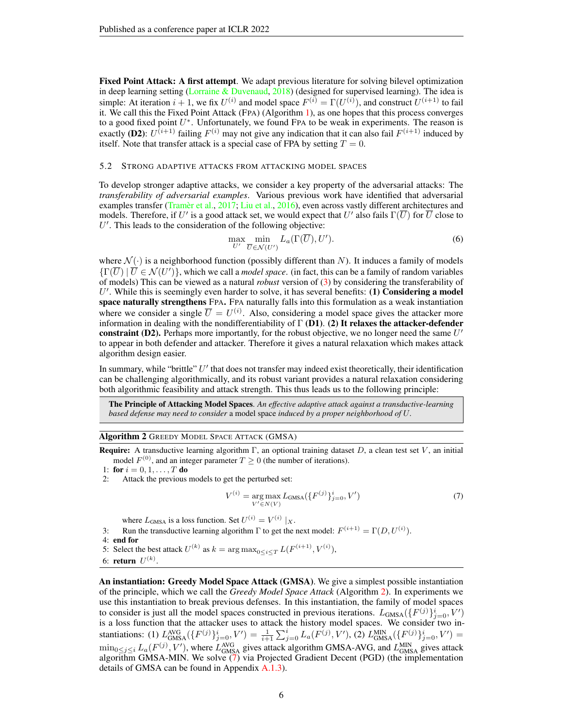**Fixed Point Attack: A first attempt**. We adapt previous literature for solving bilevel optimization in deep learning setting (Lorraine & Duvenaud, 2018) (designed for supervised learning). The idea is simple: At iteration $i+1$, we fix $U^{(i)}$ and model space $F^{(i)} = \Gamma(U^{(i)})$, and construct $U^{(i+1)}$ to fail it. We call this the Fixed Point Attack (FPA) (Algorithm 1), as one hopes that this process converges to a good fixed point $U^*$. Unfortunately, we found FPA to be weak in experiments. The reason is exactly **(D2)**: $U^{(i+1)}$ failing $F^{(i)}$ may not give any indication that it can also fail $F^{(i+1)}$ induced by itself. Note that transfer attack is a special case of FPA by setting $T = 0$.

### 5.2 Strong adaptive attacks from attacking model spaces

To develop stronger adaptive attacks, we consider a key property of the adversarial attacks: The *transferability of adversarial examples*. Various previous work have identified that adversarial examples transfer (Tramèr et al., 2017; Liu et al., 2016), even across vastly different architectures and models. Therefore, if $U'$ is a good attack set, we would expect that $U'$ also fails $\Gamma(\overline{U})$ for $\overline{U}$ close to $U'$. This leads to the consideration of the following objective:

$$\max_{U'} \min_{\overline{U} \in \mathcal{N}(U')} L_a(\Gamma(\overline{U}), U'). \tag{6}$$

where $\mathcal{N}(\cdot)$ is a neighborhood function (possibly different than $N$). It induces a family of models $\{\Gamma(\overline{U}) \mid \overline{U} \in \mathcal{N}(U')\}$, which we call a *model space*. (in fact, this can be a family of random variables of models) This can be viewed as a natural *robust* version of (3) by considering the transferability of $U'$. While this is seemingly even harder to solve, it has several benefits: **(1) Considering a model space naturally strengthens** FPA**.** FPA naturally falls into this formulation as a weak instantiation where we consider a single $\overline{U} = U^{(i)}$. Also, considering a model space gives the attacker more information in dealing with the nondifferentiability of $\Gamma$ **(D1)**. **(2) It relaxes the attacker-defender constraint (D2).** Perhaps more importantly, for the robust objective, we no longer need the same $U'$ to appear in both defender and attacker. Therefore it gives a natural relaxation which makes attack algorithm design easier.

In summary, while "brittle" $U'$ that does not transfer may indeed exist theoretically, their identification can be challenging algorithmically, and its robust variant provides a natural relaxation considering both algorithmic feasibility and attack strength. This thus leads us to the following principle:

> **The Principle of Attacking Model Spaces**. *An effective adaptive attack against a transductive-learning based defense may need to consider* a model space *induced by a proper neighborhood of* $U$.

**Algorithm 2** Greedy Model Space Attack (GMSA)

**Require:** A transductive learning algorithm $\Gamma$, an optional training dataset $D$, a clean test set $V$, an initial model $F^{(0)}$, and an integer parameter $T \geq 0$ (the number of iterations).

1: **for** $i = 0, 1, \ldots, T$ **do**

2: Attack the previous models to get the perturbed set:

$$V^{(i)} = \arg\max_{V' \in N(V)} L_{\text{GMSA}}(\{F^{(j)}\}_{j=0}^{i}, V') \tag{7}$$

where $L_{\text{GMSA}}$ is a loss function. Set $U^{(i)} = V^{(i)} \mid_X$.

3: Run the transductive learning algorithm $\Gamma$ to get the next model: $F^{(i+1)} = \Gamma(D, U^{(i)})$.

4: **end for**

5: Select the best attack $U^{(k)}$ as $k = \arg\max_{0 \leq i \leq T} L(F^{(i+1)}, V^{(i)})$,

6: **return** $U^{(k)}$.

**An instantiation: Greedy Model Space Attack (GMSA)**. We give a simplest possible instantiation of the principle, which we call the *Greedy Model Space Attack* (Algorithm 2). In experiments we use this instantiation to break previous defenses. In this instantiation, the family of model spaces to consider is just all the model spaces constructed in previous iterations. $L_{\text{GMSA}}(\{F^{(j)}\}_{j=0}^{i}, V')$ is a loss function that the attacker uses to attack the history model spaces. We consider two instantiations: (1) $L_{\text{GMSA}}^{\text{AVG}}(\{F^{(j)}\}_{j=0}^{i}, V') = \frac{1}{i+1}\sum_{j=0}^{i} L_a(F^{(j)}, V')$, (2) $L_{\text{GMSA}}^{\text{MIN}}(\{F^{(j)}\}_{j=0}^{i}, V') = \min_{0 \leq j \leq i} L_a(F^{(j)}, V')$, where $L_{\text{GMSA}}^{\text{AVG}}$ gives attack algorithm GMSA-AVG, and $L_{\text{GMSA}}^{\text{MIN}}$ gives attack algorithm GMSA-MIN. We solve (7) via Projected Gradient Decent (PGD) (the implementation details of GMSA can be found in Appendix A.1.3).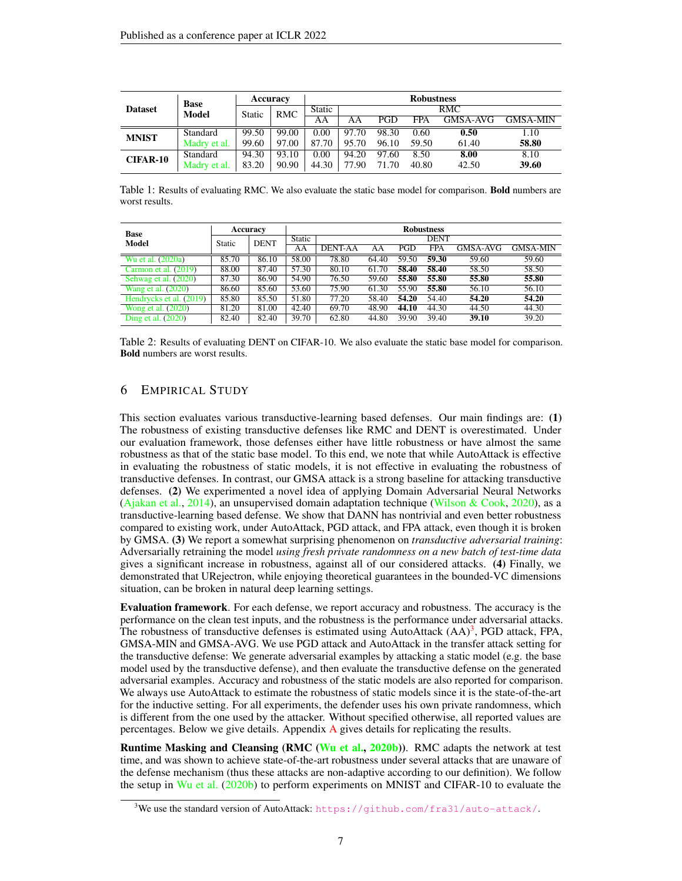| Dataset | Base Model | Accuracy | | Robustness | | | | | |
|---|---|---|---|---|---|---|---|---|---|
| | | Static | RMC | Static | RMC | | | | |
| | | | | AA | AA | PGD | FPA | GMSA-AVG | GMSA-MIN |
| **MNIST** | Standard | 99.50 | 99.00 | 0.00 | 97.70 | 98.30 | 0.60 | **0.50** | 1.10 |
| | Madry et al. | 99.60 | 97.00 | 87.70 | 95.70 | 96.10 | 59.50 | 61.40 | **58.80** |
| **CIFAR-10** | Standard | 94.30 | 93.10 | 0.00 | 94.20 | 97.60 | 8.50 | **8.00** | 8.10 |
| | Madry et al. | 83.20 | 90.90 | 44.30 | 77.90 | 71.70 | 40.80 | 42.50 | **39.60** |

Table 1: Results of evaluating RMC. We also evaluate the static base model for comparison. **Bold** numbers are worst results.

| Base Model | Accuracy | | Robustness | | | | | | |
|---|---|---|---|---|---|---|---|---|---|
| | Static | DENT | Static | DENT | | | | | |
| | | | AA | DENT-AA | AA | PGD | FPA | GMSA-AVG | GMSA-MIN |
| Wu et al. (2020a) | 85.70 | 86.10 | 58.00 | 78.80 | 64.40 | 59.50 | **59.30** | 59.60 | 59.60 |
| Carmon et al. (2019) | 88.00 | 87.40 | 57.30 | 80.10 | 61.70 | **58.40** | **58.40** | 58.50 | 58.50 |
| Sehwag et al. (2020) | 87.30 | 86.90 | 54.90 | 76.50 | 59.60 | **55.80** | **55.80** | **55.80** | **55.80** |
| Wang et al. (2020) | 86.60 | 85.60 | 53.60 | 75.90 | 61.30 | 55.90 | **55.80** | 56.10 | 56.10 |
| Hendrycks et al. (2019) | 85.80 | 85.50 | 51.80 | 77.20 | 58.40 | **54.20** | 54.40 | **54.20** | **54.20** |
| Wong et al. (2020) | 81.20 | 81.00 | 42.40 | 69.70 | 48.90 | **44.10** | 44.30 | 44.50 | 44.30 |
| Ding et al. (2020) | 82.40 | 82.40 | 39.70 | 62.80 | 44.80 | 39.90 | 39.40 | **39.10** | 39.20 |

Table 2: Results of evaluating DENT on CIFAR-10. We also evaluate the static base model for comparison. **Bold** numbers are worst results.

# 6 Empirical Study

This section evaluates various transductive-learning based defenses. Our main findings are: **(1)** The robustness of existing transductive defenses like RMC and DENT is overestimated. Under our evaluation framework, those defenses either have little robustness or have almost the same robustness as that of the static base model. To this end, we note that while AutoAttack is effective in evaluating the robustness of static models, it is not effective in evaluating the robustness of transductive defenses. In contrast, our GMSA attack is a strong baseline for attacking transductive defenses. **(2)** We experimented a novel idea of applying Domain Adversarial Neural Networks (Ajakan et al., 2014), an unsupervised domain adaptation technique (Wilson & Cook, 2020), as a transductive-learning based defense. We show that DANN has nontrivial and even better robustness compared to existing work, under AutoAttack, PGD attack, and FPA attack, even though it is broken by GMSA. **(3)** We report a somewhat surprising phenomenon on *transductive adversarial training*: Adversarially retraining the model *using fresh private randomness on a new batch of test-time data* gives a significant increase in robustness, against all of our considered attacks. **(4)** Finally, we demonstrated that URejectron, while enjoying theoretical guarantees in the bounded-VC dimensions situation, can be broken in natural deep learning settings.

**Evaluation framework**. For each defense, we report accuracy and robustness. The accuracy is the performance on the clean test inputs, and the robustness is the performance under adversarial attacks. The robustness of transductive defenses is estimated using AutoAttack (AA)[3], PGD attack, FPA, GMSA-MIN and GMSA-AVG. We use PGD attack and AutoAttack in the transfer attack setting for the transductive defense: We generate adversarial examples by attacking a static model (e.g. the base model used by the transductive defense), and then evaluate the transductive defense on the generated adversarial examples. Accuracy and robustness of the static models are also reported for comparison. We always use AutoAttack to estimate the robustness of static models since it is the state-of-the-art for the inductive setting. For all experiments, the defender uses his own private randomness, which is different from the one used by the attacker. Without specified otherwise, all reported values are percentages. Below we give details. Appendix A gives details for replicating the results.

**Runtime Masking and Cleansing (RMC (Wu et al., 2020b))**. RMC adapts the network at test time, and was shown to achieve state-of-the-art robustness under several attacks that are unaware of the defense mechanism (thus these attacks are non-adaptive according to our definition). We follow the setup in Wu et al. (2020b) to perform experiments on MNIST and CIFAR-10 to evaluate the

[3] We use the standard version of AutoAttack: https://github.com/fra31/auto-attack/.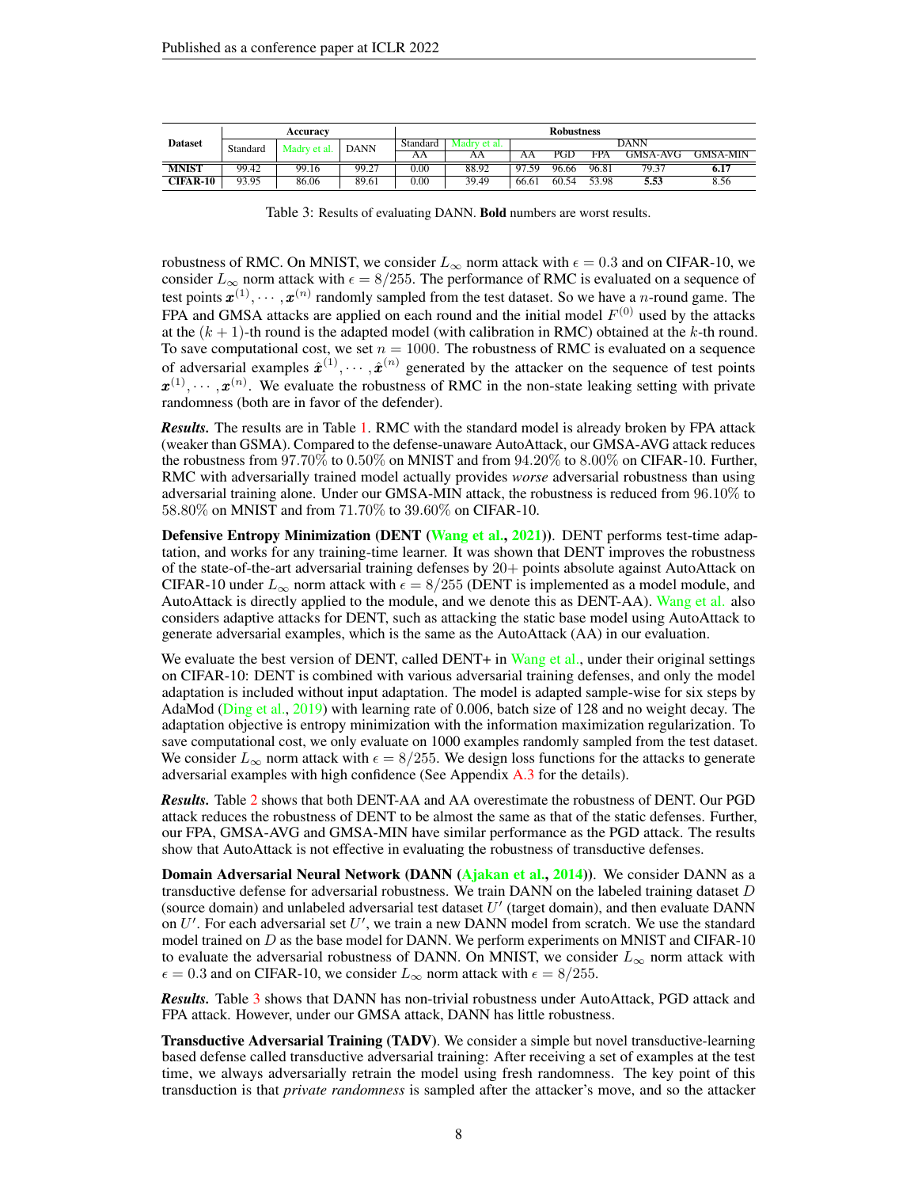| Dataset | Accuracy | | | Robustness | | | | | | |
|---|---|---|---|---|---|---|---|---|---|---|
| | Standard | Madry et al. | DANN | Standard | Madry et al. | DANN | | | | |
| | | | | AA | AA | AA | PGD | FPA | GMSA-AVG | GMSA-MIN |
| **MNIST** | 99.42 | 99.16 | 99.27 | 0.00 | 88.92 | 97.59 | 96.66 | 96.81 | 79.37 | **6.17** |
| **CIFAR-10** | 93.95 | 86.06 | 89.61 | 0.00 | 39.49 | 66.61 | 60.54 | 53.98 | **5.53** | 8.56 |

Table 3: Results of evaluating DANN. **Bold** numbers are worst results.

robustness of RMC. On MNIST, we consider $L_\infty$ norm attack with $\epsilon = 0.3$ and on CIFAR-10, we consider $L_\infty$ norm attack with $\epsilon = 8/255$. The performance of RMC is evaluated on a sequence of test points $\boldsymbol{x}^{(1)}, \cdots, \boldsymbol{x}^{(n)}$ randomly sampled from the test dataset. So we have a $n$-round game. The FPA and GMSA attacks are applied on each round and the initial model $F^{(0)}$ used by the attacks at the $(k+1)$-th round is the adapted model (with calibration in RMC) obtained at the $k$-th round. To save computational cost, we set $n = 1000$. The robustness of RMC is evaluated on a sequence of adversarial examples $\hat{\boldsymbol{x}}^{(1)}, \cdots, \hat{\boldsymbol{x}}^{(n)}$ generated by the attacker on the sequence of test points $\boldsymbol{x}^{(1)}, \cdots, \boldsymbol{x}^{(n)}$. We evaluate the robustness of RMC in the non-state leaking setting with private randomness (both are in favor of the defender).

***Results.*** The results are in Table 1. RMC with the standard model is already broken by FPA attack (weaker than GSMA). Compared to the defense-unaware AutoAttack, our GMSA-AVG attack reduces the robustness from 97.70% to 0.50% on MNIST and from 94.20% to 8.00% on CIFAR-10. Further, RMC with adversarially trained model actually provides *worse* adversarial robustness than using adversarial training alone. Under our GMSA-MIN attack, the robustness is reduced from 96.10% to 58.80% on MNIST and from 71.70% to 39.60% on CIFAR-10.

**Defensive Entropy Minimization (DENT (Wang et al., 2021)).** DENT performs test-time adaptation, and works for any training-time learner. It was shown that DENT improves the robustness of the state-of-the-art adversarial training defenses by 20+ points absolute against AutoAttack on CIFAR-10 under $L_\infty$ norm attack with $\epsilon = 8/255$ (DENT is implemented as a model module, and AutoAttack is directly applied to the module, and we denote this as DENT-AA). Wang et al. also considers adaptive attacks for DENT, such as attacking the static base model using AutoAttack to generate adversarial examples, which is the same as the AutoAttack (AA) in our evaluation.

We evaluate the best version of DENT, called DENT+ in Wang et al., under their original settings on CIFAR-10: DENT is combined with various adversarial training defenses, and only the model adaptation is included without input adaptation. The model is adapted sample-wise for six steps by AdaMod (Ding et al., 2019) with learning rate of 0.006, batch size of 128 and no weight decay. The adaptation objective is entropy minimization with the information maximization regularization. To save computational cost, we only evaluate on 1000 examples randomly sampled from the test dataset. We consider $L_\infty$ norm attack with $\epsilon = 8/255$. We design loss functions for the attacks to generate adversarial examples with high confidence (See Appendix A.3 for the details).

***Results.*** Table 2 shows that both DENT-AA and AA overestimate the robustness of DENT. Our PGD attack reduces the robustness of DENT to be almost the same as that of the static defenses. Further, our FPA, GMSA-AVG and GMSA-MIN have similar performance as the PGD attack. The results show that AutoAttack is not effective in evaluating the robustness of transductive defenses.

**Domain Adversarial Neural Network (DANN (Ajakan et al., 2014)).** We consider DANN as a transductive defense for adversarial robustness. We train DANN on the labeled training dataset $D$ (source domain) and unlabeled adversarial test dataset $U'$ (target domain), and then evaluate DANN on $U'$. For each adversarial set $U'$, we train a new DANN model from scratch. We use the standard model trained on $D$ as the base model for DANN. We perform experiments on MNIST and CIFAR-10 to evaluate the adversarial robustness of DANN. On MNIST, we consider $L_\infty$ norm attack with $\epsilon = 0.3$ and on CIFAR-10, we consider $L_\infty$ norm attack with $\epsilon = 8/255$.

***Results.*** Table 3 shows that DANN has non-trivial robustness under AutoAttack, PGD attack and FPA attack. However, under our GMSA attack, DANN has little robustness.

**Transductive Adversarial Training (TADV).** We consider a simple but novel transductive-learning based defense called transductive adversarial training: After receiving a set of examples at the test time, we always adversarially retrain the model using fresh randomness. The key point of this transduction is that *private randomness* is sampled after the attacker's move, and so the attacker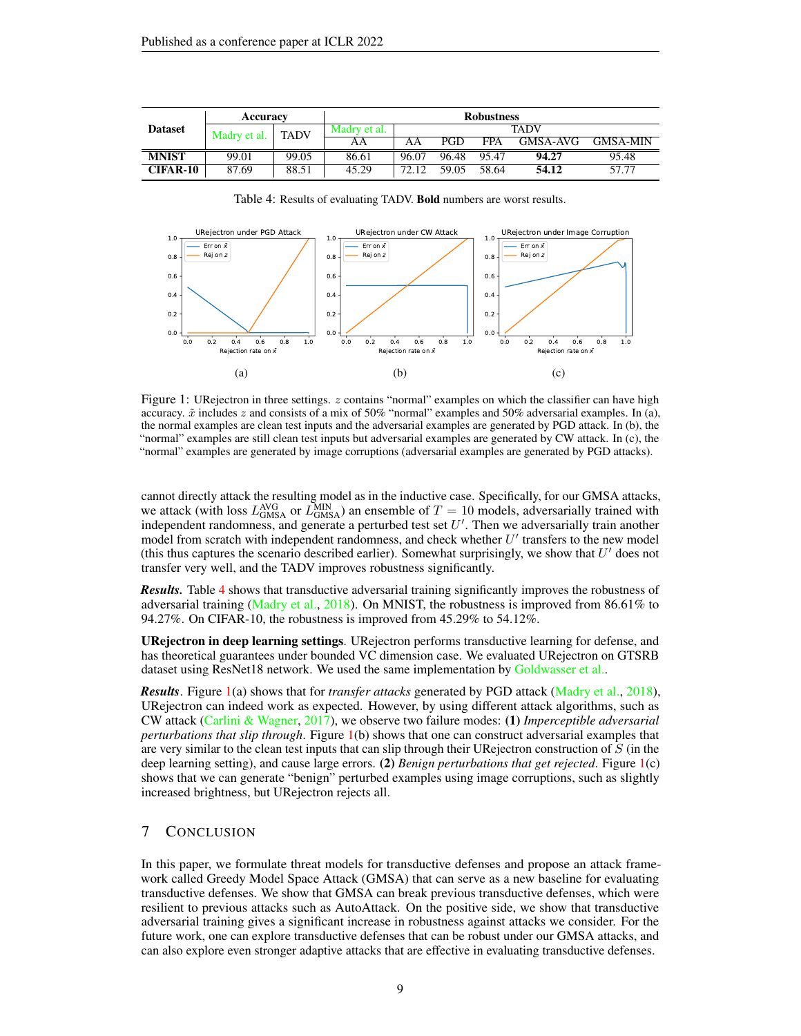| Dataset | Accuracy | | Robustness | | | | | |
|---|---|---|---|---|---|---|---|---|
| | Madry et al. | TADV | Madry et al. | TADV | | | | |
| | | | AA | AA | PGD | FPA | GMSA-AVG | GMSA-MIN |
| **MNIST** | 99.01 | 99.05 | 86.61 | 96.07 | 96.48 | 95.47 | **94.27** | 95.48 |
| **CIFAR-10** | 87.69 | 88.51 | 45.29 | 72.12 | 59.05 | 58.64 | **54.12** | 57.77 |

Table 4: Results of evaluating TADV. **Bold** numbers are worst results.

Figure 1: URejectron in three settings. $z$ contains "normal" examples on which the classifier can have high accuracy. $\tilde{x}$ includes $z$ and consists of a mix of 50% "normal" examples and 50% adversarial examples. In (a), the normal examples are clean test inputs and the adversarial examples are generated by PGD attack. In (b), the "normal" examples are still clean test inputs but adversarial examples are generated by CW attack. In (c), the "normal" examples are generated by image corruptions (adversarial examples are generated by PGD attacks).

cannot directly attack the resulting model as in the inductive case. Specifically, for our GMSA attacks, we attack (with loss $L_{\text{GMSA}}^{\text{AVG}}$ or $L_{\text{GMSA}}^{\text{MIN}}$) an ensemble of $T = 10$ models, adversarially trained with independent randomness, and generate a perturbed test set $U'$. Then we adversarially train another model from scratch with independent randomness, and check whether $U'$ transfers to the new model (this thus captures the scenario described earlier). Somewhat surprisingly, we show that $U'$ does not transfer very well, and the TADV improves robustness significantly.

***Results.*** Table 4 shows that transductive adversarial training significantly improves the robustness of adversarial training (Madry et al., 2018). On MNIST, the robustness is improved from 86.61% to 94.27%. On CIFAR-10, the robustness is improved from 45.29% to 54.12%.

**URejectron in deep learning settings**. URejectron performs transductive learning for defense, and has theoretical guarantees under bounded VC dimension case. We evaluated URejectron on GTSRB dataset using ResNet18 network. We used the same implementation by Goldwasser et al..

***Results***. Figure 1(a) shows that for *transfer attacks* generated by PGD attack (Madry et al., 2018), URejectron can indeed work as expected. However, by using different attack algorithms, such as CW attack (Carlini & Wagner, 2017), we observe two failure modes: **(1)** *Imperceptible adversarial perturbations that slip through*. Figure 1(b) shows that one can construct adversarial examples that are very similar to the clean test inputs that can slip through their URejectron construction of $S$ (in the deep learning setting), and cause large errors. **(2)** *Benign perturbations that get rejected*. Figure 1(c) shows that we can generate "benign" perturbed examples using image corruptions, such as slightly increased brightness, but URejectron rejects all.

## 7 Conclusion

In this paper, we formulate threat models for transductive defenses and propose an attack framework called Greedy Model Space Attack (GMSA) that can serve as a new baseline for evaluating transductive defenses. We show that GMSA can break previous transductive defenses, which were resilient to previous attacks such as AutoAttack. On the positive side, we show that transductive adversarial training gives a significant increase in robustness against attacks we consider. For the future work, one can explore transductive defenses that can be robust under our GMSA attacks, and can also explore even stronger adaptive attacks that are effective in evaluating transductive defenses.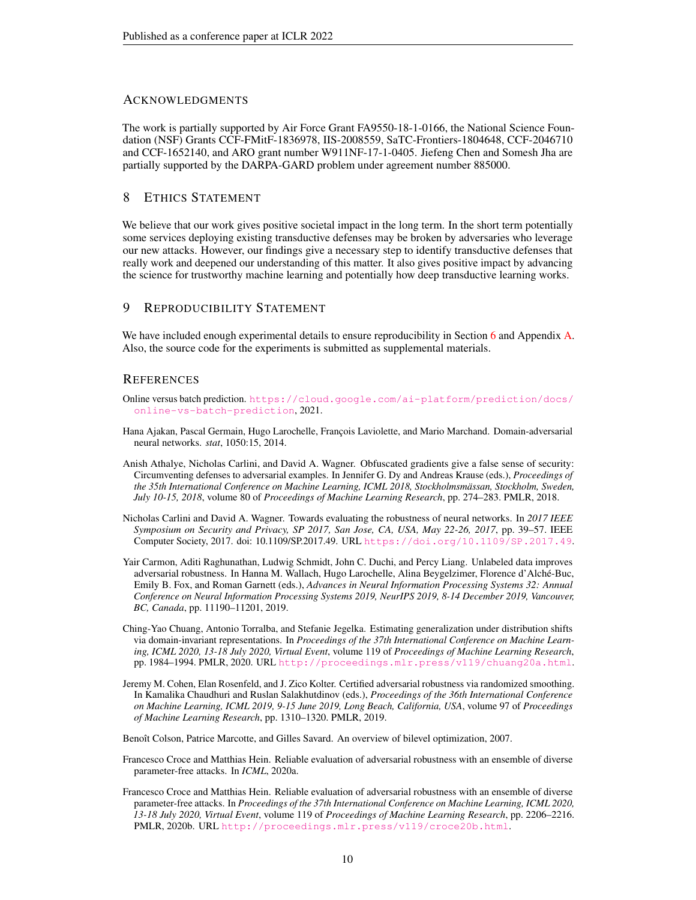## Acknowledgments

The work is partially supported by Air Force Grant FA9550-18-1-0166, the National Science Foundation (NSF) Grants CCF-FMitF-1836978, IIS-2008559, SaTC-Frontiers-1804648, CCF-2046710 and CCF-1652140, and ARO grant number W911NF-17-1-0405. Jiefeng Chen and Somesh Jha are partially supported by the DARPA-GARD problem under agreement number 885000.

## 8 Ethics Statement

We believe that our work gives positive societal impact in the long term. In the short term potentially some services deploying existing transductive defenses may be broken by adversaries who leverage our new attacks. However, our findings give a necessary step to identify transductive defenses that really work and deepened our understanding of this matter. It also gives positive impact by advancing the science for trustworthy machine learning and potentially how deep transductive learning works.

## 9 Reproducibility Statement

We have included enough experimental details to ensure reproducibility in Section 6 and Appendix A. Also, the source code for the experiments is submitted as supplemental materials.

## References

Online versus batch prediction. https://cloud.google.com/ai-platform/prediction/docs/online-vs-batch-prediction, 2021.

Hana Ajakan, Pascal Germain, Hugo Larochelle, François Laviolette, and Mario Marchand. Domain-adversarial neural networks. *stat*, 1050:15, 2014.

Anish Athalye, Nicholas Carlini, and David A. Wagner. Obfuscated gradients give a false sense of security: Circumventing defenses to adversarial examples. In Jennifer G. Dy and Andreas Krause (eds.), *Proceedings of the 35th International Conference on Machine Learning, ICML 2018, Stockholmsmässan, Stockholm, Sweden, July 10-15, 2018*, volume 80 of *Proceedings of Machine Learning Research*, pp. 274–283. PMLR, 2018.

Nicholas Carlini and David A. Wagner. Towards evaluating the robustness of neural networks. In *2017 IEEE Symposium on Security and Privacy, SP 2017, San Jose, CA, USA, May 22-26, 2017*, pp. 39–57. IEEE Computer Society, 2017. doi: 10.1109/SP.2017.49. URL https://doi.org/10.1109/SP.2017.49.

Yair Carmon, Aditi Raghunathan, Ludwig Schmidt, John C. Duchi, and Percy Liang. Unlabeled data improves adversarial robustness. In Hanna M. Wallach, Hugo Larochelle, Alina Beygelzimer, Florence d'Alché-Buc, Emily B. Fox, and Roman Garnett (eds.), *Advances in Neural Information Processing Systems 32: Annual Conference on Neural Information Processing Systems 2019, NeurIPS 2019, 8-14 December 2019, Vancouver, BC, Canada*, pp. 11190–11201, 2019.

Ching-Yao Chuang, Antonio Torralba, and Stefanie Jegelka. Estimating generalization under distribution shifts via domain-invariant representations. In *Proceedings of the 37th International Conference on Machine Learning, ICML 2020, 13-18 July 2020, Virtual Event*, volume 119 of *Proceedings of Machine Learning Research*, pp. 1984–1994. PMLR, 2020. URL http://proceedings.mlr.press/v119/chuang20a.html.

Jeremy M. Cohen, Elan Rosenfeld, and J. Zico Kolter. Certified adversarial robustness via randomized smoothing. In Kamalika Chaudhuri and Ruslan Salakhutdinov (eds.), *Proceedings of the 36th International Conference on Machine Learning, ICML 2019, 9-15 June 2019, Long Beach, California, USA*, volume 97 of *Proceedings of Machine Learning Research*, pp. 1310–1320. PMLR, 2019.

Benoît Colson, Patrice Marcotte, and Gilles Savard. An overview of bilevel optimization, 2007.

Francesco Croce and Matthias Hein. Reliable evaluation of adversarial robustness with an ensemble of diverse parameter-free attacks. In *ICML*, 2020a.

Francesco Croce and Matthias Hein. Reliable evaluation of adversarial robustness with an ensemble of diverse parameter-free attacks. In *Proceedings of the 37th International Conference on Machine Learning, ICML 2020, 13-18 July 2020, Virtual Event*, volume 119 of *Proceedings of Machine Learning Research*, pp. 2206–2216. PMLR, 2020b. URL http://proceedings.mlr.press/v119/croce20b.html.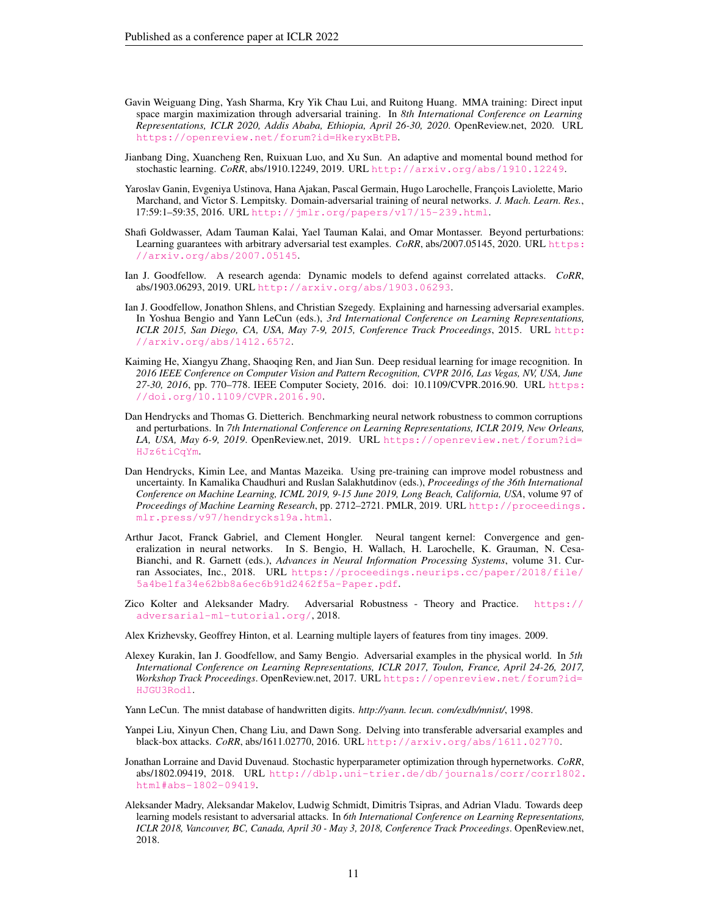Gavin Weiguang Ding, Yash Sharma, Kry Yik Chau Lui, and Ruitong Huang. MMA training: Direct input space margin maximization through adversarial training. In *8th International Conference on Learning Representations, ICLR 2020, Addis Ababa, Ethiopia, April 26-30, 2020*. OpenReview.net, 2020. URL https://openreview.net/forum?id=HkeryxBtPB.

Jianbang Ding, Xuancheng Ren, Ruixuan Luo, and Xu Sun. An adaptive and momental bound method for stochastic learning. *CoRR*, abs/1910.12249, 2019. URL http://arxiv.org/abs/1910.12249.

Yaroslav Ganin, Evgeniya Ustinova, Hana Ajakan, Pascal Germain, Hugo Larochelle, François Laviolette, Mario Marchand, and Victor S. Lempitsky. Domain-adversarial training of neural networks. *J. Mach. Learn. Res.*, 17:59:1–59:35, 2016. URL http://jmlr.org/papers/v17/15-239.html.

Shafi Goldwasser, Adam Tauman Kalai, Yael Tauman Kalai, and Omar Montasser. Beyond perturbations: Learning guarantees with arbitrary adversarial test examples. *CoRR*, abs/2007.05145, 2020. URL https://arxiv.org/abs/2007.05145.

Ian J. Goodfellow. A research agenda: Dynamic models to defend against correlated attacks. *CoRR*, abs/1903.06293, 2019. URL http://arxiv.org/abs/1903.06293.

Ian J. Goodfellow, Jonathon Shlens, and Christian Szegedy. Explaining and harnessing adversarial examples. In Yoshua Bengio and Yann LeCun (eds.), *3rd International Conference on Learning Representations, ICLR 2015, San Diego, CA, USA, May 7-9, 2015, Conference Track Proceedings*, 2015. URL http://arxiv.org/abs/1412.6572.

Kaiming He, Xiangyu Zhang, Shaoqing Ren, and Jian Sun. Deep residual learning for image recognition. In *2016 IEEE Conference on Computer Vision and Pattern Recognition, CVPR 2016, Las Vegas, NV, USA, June 27-30, 2016*, pp. 770–778. IEEE Computer Society, 2016. doi: 10.1109/CVPR.2016.90. URL https://doi.org/10.1109/CVPR.2016.90.

Dan Hendrycks and Thomas G. Dietterich. Benchmarking neural network robustness to common corruptions and perturbations. In *7th International Conference on Learning Representations, ICLR 2019, New Orleans, LA, USA, May 6-9, 2019*. OpenReview.net, 2019. URL https://openreview.net/forum?id=HJz6tiCqYm.

Dan Hendrycks, Kimin Lee, and Mantas Mazeika. Using pre-training can improve model robustness and uncertainty. In Kamalika Chaudhuri and Ruslan Salakhutdinov (eds.), *Proceedings of the 36th International Conference on Machine Learning, ICML 2019, 9-15 June 2019, Long Beach, California, USA*, volume 97 of *Proceedings of Machine Learning Research*, pp. 2712–2721. PMLR, 2019. URL http://proceedings.mlr.press/v97/hendrycks19a.html.

Arthur Jacot, Franck Gabriel, and Clement Hongler. Neural tangent kernel: Convergence and generalization in neural networks. In S. Bengio, H. Wallach, H. Larochelle, K. Grauman, N. Cesa-Bianchi, and R. Garnett (eds.), *Advances in Neural Information Processing Systems*, volume 31. Curran Associates, Inc., 2018. URL https://proceedings.neurips.cc/paper/2018/file/5a4be1fa34e62bb8a6ec6b91d2462f5a-Paper.pdf.

Zico Kolter and Aleksander Madry. Adversarial Robustness - Theory and Practice. https://adversarial-ml-tutorial.org/, 2018.

Alex Krizhevsky, Geoffrey Hinton, et al. Learning multiple layers of features from tiny images. 2009.

Alexey Kurakin, Ian J. Goodfellow, and Samy Bengio. Adversarial examples in the physical world. In *5th International Conference on Learning Representations, ICLR 2017, Toulon, France, April 24-26, 2017, Workshop Track Proceedings*. OpenReview.net, 2017. URL https://openreview.net/forum?id=HJGU3Rodl.

Yann LeCun. The mnist database of handwritten digits. *http://yann. lecun. com/exdb/mnist/*, 1998.

Yanpei Liu, Xinyun Chen, Chang Liu, and Dawn Song. Delving into transferable adversarial examples and black-box attacks. *CoRR*, abs/1611.02770, 2016. URL http://arxiv.org/abs/1611.02770.

Jonathan Lorraine and David Duvenaud. Stochastic hyperparameter optimization through hypernetworks. *CoRR*, abs/1802.09419, 2018. URL http://dblp.uni-trier.de/db/journals/corr/corr1802.html#abs-1802-09419.

Aleksander Madry, Aleksandar Makelov, Ludwig Schmidt, Dimitris Tsipras, and Adrian Vladu. Towards deep learning models resistant to adversarial attacks. In *6th International Conference on Learning Representations, ICLR 2018, Vancouver, BC, Canada, April 30 - May 3, 2018, Conference Track Proceedings*. OpenReview.net, 2018.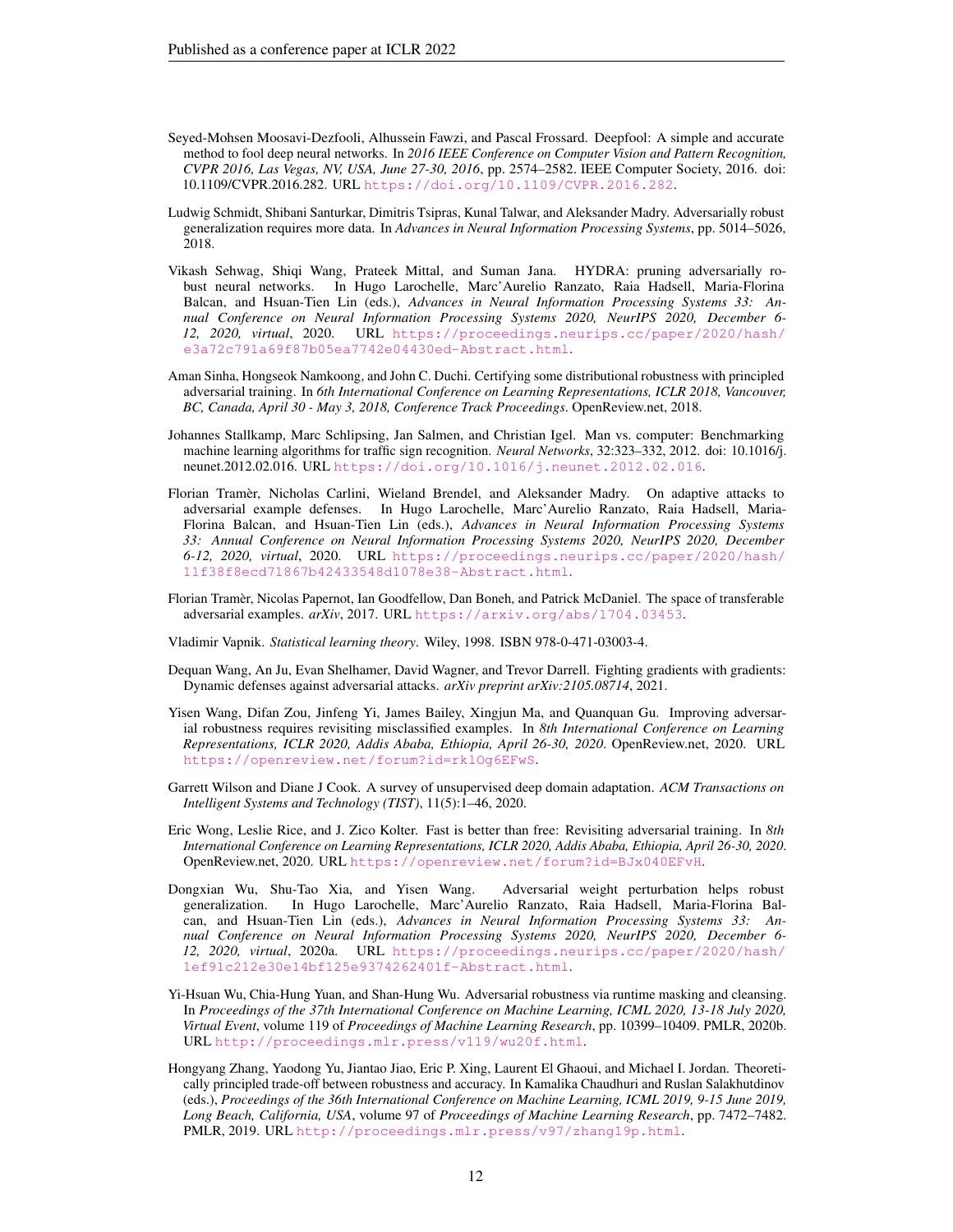Seyed-Mohsen Moosavi-Dezfooli, Alhussein Fawzi, and Pascal Frossard. Deepfool: A simple and accurate method to fool deep neural networks. In *2016 IEEE Conference on Computer Vision and Pattern Recognition, CVPR 2016, Las Vegas, NV, USA, June 27-30, 2016*, pp. 2574–2582. IEEE Computer Society, 2016. doi: 10.1109/CVPR.2016.282. URL https://doi.org/10.1109/CVPR.2016.282.

Ludwig Schmidt, Shibani Santurkar, Dimitris Tsipras, Kunal Talwar, and Aleksander Madry. Adversarially robust generalization requires more data. In *Advances in Neural Information Processing Systems*, pp. 5014–5026, 2018.

Vikash Sehwag, Shiqi Wang, Prateek Mittal, and Suman Jana. HYDRA: pruning adversarially robust neural networks. In Hugo Larochelle, Marc'Aurelio Ranzato, Raia Hadsell, Maria-Florina Balcan, and Hsuan-Tien Lin (eds.), *Advances in Neural Information Processing Systems 33: Annual Conference on Neural Information Processing Systems 2020, NeurIPS 2020, December 6-12, 2020, virtual*, 2020. URL https://proceedings.neurips.cc/paper/2020/hash/e3a72c791a69f87b05ea7742e04430ed-Abstract.html.

Aman Sinha, Hongseok Namkoong, and John C. Duchi. Certifying some distributional robustness with principled adversarial training. In *6th International Conference on Learning Representations, ICLR 2018, Vancouver, BC, Canada, April 30 - May 3, 2018, Conference Track Proceedings*. OpenReview.net, 2018.

Johannes Stallkamp, Marc Schlipsing, Jan Salmen, and Christian Igel. Man vs. computer: Benchmarking machine learning algorithms for traffic sign recognition. *Neural Networks*, 32:323–332, 2012. doi: 10.1016/j.neunet.2012.02.016. URL https://doi.org/10.1016/j.neunet.2012.02.016.

Florian Tramèr, Nicholas Carlini, Wieland Brendel, and Aleksander Madry. On adaptive attacks to adversarial example defenses. In Hugo Larochelle, Marc'Aurelio Ranzato, Raia Hadsell, Maria-Florina Balcan, and Hsuan-Tien Lin (eds.), *Advances in Neural Information Processing Systems 33: Annual Conference on Neural Information Processing Systems 2020, NeurIPS 2020, December 6-12, 2020, virtual*, 2020. URL https://proceedings.neurips.cc/paper/2020/hash/11f38f8ecd71867b42433548d1078e38-Abstract.html.

Florian Tramèr, Nicolas Papernot, Ian Goodfellow, Dan Boneh, and Patrick McDaniel. The space of transferable adversarial examples. *arXiv*, 2017. URL https://arxiv.org/abs/1704.03453.

Vladimir Vapnik. *Statistical learning theory*. Wiley, 1998. ISBN 978-0-471-03003-4.

Dequan Wang, An Ju, Evan Shelhamer, David Wagner, and Trevor Darrell. Fighting gradients with gradients: Dynamic defenses against adversarial attacks. *arXiv preprint arXiv:2105.08714*, 2021.

Yisen Wang, Difan Zou, Jinfeng Yi, James Bailey, Xingjun Ma, and Quanquan Gu. Improving adversarial robustness requires revisiting misclassified examples. In *8th International Conference on Learning Representations, ICLR 2020, Addis Ababa, Ethiopia, April 26-30, 2020*. OpenReview.net, 2020. URL https://openreview.net/forum?id=rklOg6EFwS.

Garrett Wilson and Diane J Cook. A survey of unsupervised deep domain adaptation. *ACM Transactions on Intelligent Systems and Technology (TIST)*, 11(5):1–46, 2020.

Eric Wong, Leslie Rice, and J. Zico Kolter. Fast is better than free: Revisiting adversarial training. In *8th International Conference on Learning Representations, ICLR 2020, Addis Ababa, Ethiopia, April 26-30, 2020*. OpenReview.net, 2020. URL https://openreview.net/forum?id=BJx040EFvH.

Dongxian Wu, Shu-Tao Xia, and Yisen Wang. Adversarial weight perturbation helps robust generalization. In Hugo Larochelle, Marc'Aurelio Ranzato, Raia Hadsell, Maria-Florina Balcan, and Hsuan-Tien Lin (eds.), *Advances in Neural Information Processing Systems 33: Annual Conference on Neural Information Processing Systems 2020, NeurIPS 2020, December 6-12, 2020, virtual*, 2020a. URL https://proceedings.neurips.cc/paper/2020/hash/1ef91c212e30e14bf125e9374262401f-Abstract.html.

Yi-Hsuan Wu, Chia-Hung Yuan, and Shan-Hung Wu. Adversarial robustness via runtime masking and cleansing. In *Proceedings of the 37th International Conference on Machine Learning, ICML 2020, 13-18 July 2020, Virtual Event*, volume 119 of *Proceedings of Machine Learning Research*, pp. 10399–10409. PMLR, 2020b. URL http://proceedings.mlr.press/v119/wu20f.html.

Hongyang Zhang, Yaodong Yu, Jiantao Jiao, Eric P. Xing, Laurent El Ghaoui, and Michael I. Jordan. Theoretically principled trade-off between robustness and accuracy. In Kamalika Chaudhuri and Ruslan Salakhutdinov (eds.), *Proceedings of the 36th International Conference on Machine Learning, ICML 2019, 9-15 June 2019, Long Beach, California, USA*, volume 97 of *Proceedings of Machine Learning Research*, pp. 7472–7482. PMLR, 2019. URL http://proceedings.mlr.press/v97/zhang19p.html.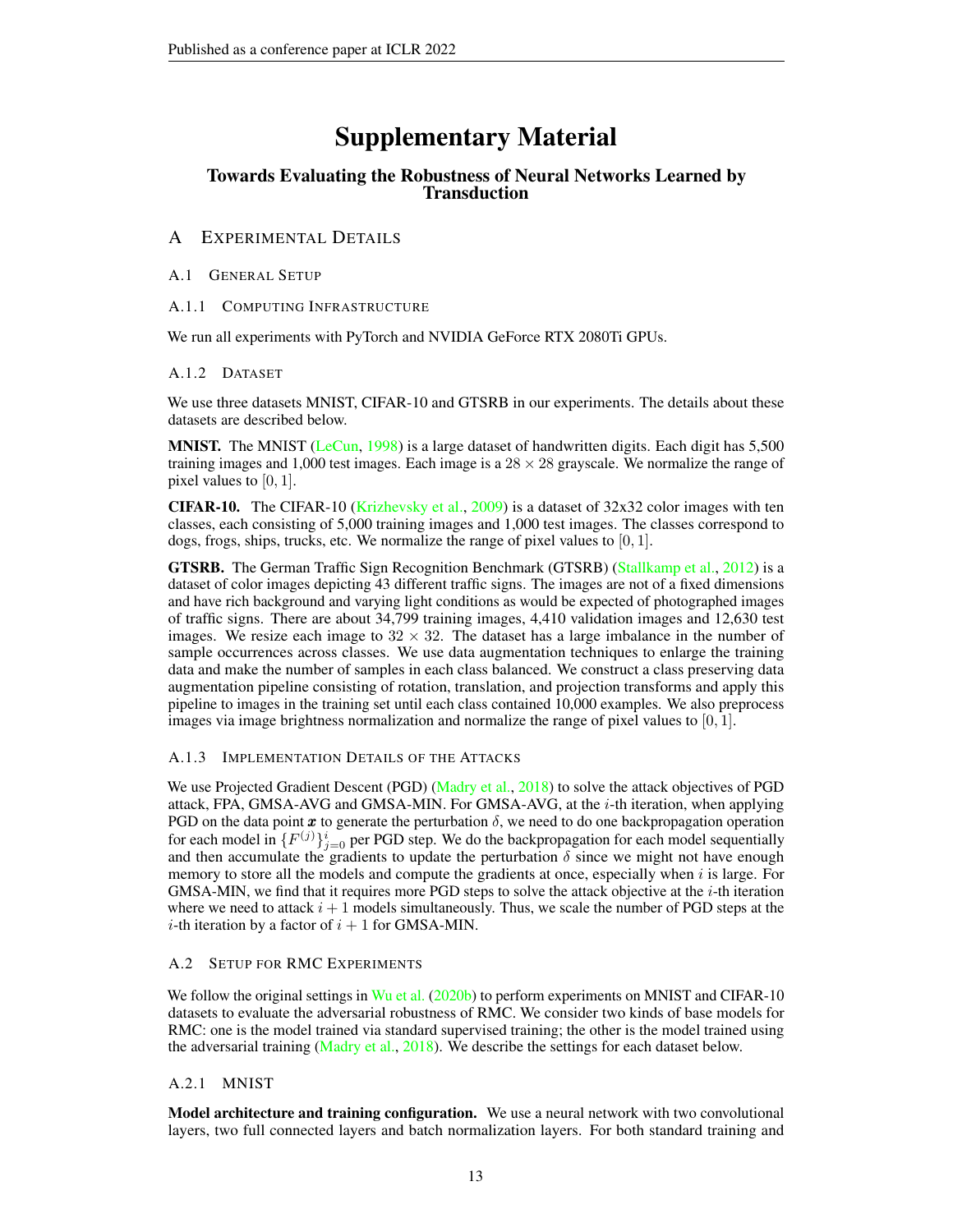# Supplementary Material

## Towards Evaluating the Robustness of Neural Networks Learned by Transduction

## A Experimental Details

### A.1 General Setup

#### A.1.1 Computing Infrastructure

We run all experiments with PyTorch and NVIDIA GeForce RTX 2080Ti GPUs.

#### A.1.2 Dataset

We use three datasets MNIST, CIFAR-10 and GTSRB in our experiments. The details about these datasets are described below.

**MNIST.** The MNIST (LeCun, 1998) is a large dataset of handwritten digits. Each digit has 5,500 training images and 1,000 test images. Each image is a $28 \times 28$ grayscale. We normalize the range of pixel values to $[0, 1]$.

**CIFAR-10.** The CIFAR-10 (Krizhevsky et al., 2009) is a dataset of 32x32 color images with ten classes, each consisting of 5,000 training images and 1,000 test images. The classes correspond to dogs, frogs, ships, trucks, etc. We normalize the range of pixel values to $[0, 1]$.

**GTSRB.** The German Traffic Sign Recognition Benchmark (GTSRB) (Stallkamp et al., 2012) is a dataset of color images depicting 43 different traffic signs. The images are not of a fixed dimensions and have rich background and varying light conditions as would be expected of photographed images of traffic signs. There are about 34,799 training images, 4,410 validation images and 12,630 test images. We resize each image to $32 \times 32$. The dataset has a large imbalance in the number of sample occurrences across classes. We use data augmentation techniques to enlarge the training data and make the number of samples in each class balanced. We construct a class preserving data augmentation pipeline consisting of rotation, translation, and projection transforms and apply this pipeline to images in the training set until each class contained 10,000 examples. We also preprocess images via image brightness normalization and normalize the range of pixel values to $[0, 1]$.

#### A.1.3 Implementation Details of the Attacks

We use Projected Gradient Descent (PGD) (Madry et al., 2018) to solve the attack objectives of PGD attack, FPA, GMSA-AVG and GMSA-MIN. For GMSA-AVG, at the $i$-th iteration, when applying PGD on the data point $\boldsymbol{x}$ to generate the perturbation $\delta$, we need to do one backpropagation operation for each model in $\{F^{(j)}\}_{j=0}^{i}$ per PGD step. We do the backpropagation for each model sequentially and then accumulate the gradients to update the perturbation $\delta$ since we might not have enough memory to store all the models and compute the gradients at once, especially when $i$ is large. For GMSA-MIN, we find that it requires more PGD steps to solve the attack objective at the $i$-th iteration where we need to attack $i+1$ models simultaneously. Thus, we scale the number of PGD steps at the $i$-th iteration by a factor of $i+1$ for GMSA-MIN.

### A.2 Setup for RMC Experiments

We follow the original settings in Wu et al. (2020b) to perform experiments on MNIST and CIFAR-10 datasets to evaluate the adversarial robustness of RMC. We consider two kinds of base models for RMC: one is the model trained via standard supervised training; the other is the model trained using the adversarial training (Madry et al., 2018). We describe the settings for each dataset below.

#### A.2.1 MNIST

**Model architecture and training configuration.** We use a neural network with two convolutional layers, two full connected layers and batch normalization layers. For both standard training and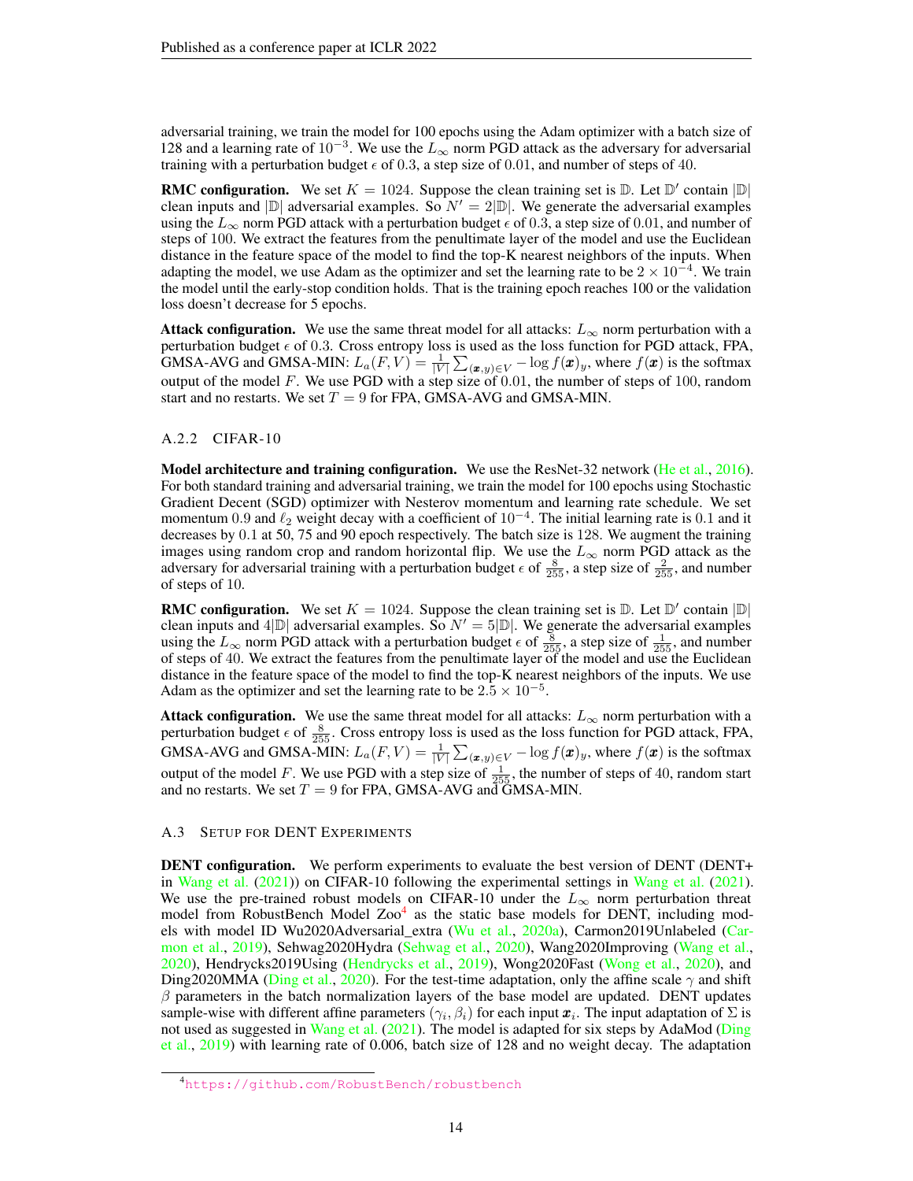adversarial training, we train the model for 100 epochs using the Adam optimizer with a batch size of 128 and a learning rate of $10^{-3}$. We use the $L_\infty$ norm PGD attack as the adversary for adversarial training with a perturbation budget $\epsilon$ of 0.3, a step size of 0.01, and number of steps of 40.

**RMC configuration.** We set $K = 1024$. Suppose the clean training set is $\mathbb{D}$. Let $\mathbb{D}'$ contain $|\mathbb{D}|$ clean inputs and $|\mathbb{D}|$ adversarial examples. So $N' = 2|\mathbb{D}|$. We generate the adversarial examples using the $L_\infty$ norm PGD attack with a perturbation budget $\epsilon$ of 0.3, a step size of 0.01, and number of steps of 100. We extract the features from the penultimate layer of the model and use the Euclidean distance in the feature space of the model to find the top-K nearest neighbors of the inputs. When adapting the model, we use Adam as the optimizer and set the learning rate to be $2 \times 10^{-4}$. We train the model until the early-stop condition holds. That is the training epoch reaches 100 or the validation loss doesn't decrease for 5 epochs.

**Attack configuration.** We use the same threat model for all attacks: $L_\infty$ norm perturbation with a perturbation budget $\epsilon$ of 0.3. Cross entropy loss is used as the loss function for PGD attack, FPA, GMSA-AVG and GMSA-MIN: $L_a(F, V) = \frac{1}{|V|}\sum_{(\boldsymbol{x},y)\in V} -\log f(\boldsymbol{x})_y$, where $f(\boldsymbol{x})$ is the softmax output of the model $F$. We use PGD with a step size of 0.01, the number of steps of 100, random start and no restarts. We set $T = 9$ for FPA, GMSA-AVG and GMSA-MIN.

### A.2.2 CIFAR-10

**Model architecture and training configuration.** We use the ResNet-32 network (He et al., 2016). For both standard training and adversarial training, we train the model for 100 epochs using Stochastic Gradient Decent (SGD) optimizer with Nesterov momentum and learning rate schedule. We set momentum 0.9 and $\ell_2$ weight decay with a coefficient of $10^{-4}$. The initial learning rate is 0.1 and it decreases by 0.1 at 50, 75 and 90 epoch respectively. The batch size is 128. We augment the training images using random crop and random horizontal flip. We use the $L_\infty$ norm PGD attack as the adversary for adversarial training with a perturbation budget $\epsilon$ of $\frac{8}{255}$, a step size of $\frac{2}{255}$, and number of steps of 10.

**RMC configuration.** We set $K = 1024$. Suppose the clean training set is $\mathbb{D}$. Let $\mathbb{D}'$ contain $|\mathbb{D}|$ clean inputs and $4|\mathbb{D}|$ adversarial examples. So $N' = 5|\mathbb{D}|$. We generate the adversarial examples using the $L_\infty$ norm PGD attack with a perturbation budget $\epsilon$ of $\frac{8}{255}$, a step size of $\frac{1}{255}$, and number of steps of 40. We extract the features from the penultimate layer of the model and use the Euclidean distance in the feature space of the model to find the top-K nearest neighbors of the inputs. We use Adam as the optimizer and set the learning rate to be $2.5 \times 10^{-5}$.

**Attack configuration.** We use the same threat model for all attacks: $L_\infty$ norm perturbation with a perturbation budget $\epsilon$ of $\frac{8}{255}$. Cross entropy loss is used as the loss function for PGD attack, FPA, GMSA-AVG and GMSA-MIN: $L_a(F, V) = \frac{1}{|V|}\sum_{(\boldsymbol{x},y)\in V} -\log f(\boldsymbol{x})_y$, where $f(\boldsymbol{x})$ is the softmax output of the model $F$. We use PGD with a step size of $\frac{1}{255}$, the number of steps of 40, random start and no restarts. We set $T = 9$ for FPA, GMSA-AVG and GMSA-MIN.

## A.3 Setup for DENT Experiments

**DENT configuration.** We perform experiments to evaluate the best version of DENT (DENT+ in Wang et al. (2021)) on CIFAR-10 following the experimental settings in Wang et al. (2021). We use the pre-trained robust models on CIFAR-10 under the $L_\infty$ norm perturbation threat model from RobustBench Model Zoo[4] as the static base models for DENT, including models with model ID Wu2020Adversarial_extra (Wu et al., 2020a), Carmon2019Unlabeled (Carmon et al., 2019), Sehwag2020Hydra (Sehwag et al., 2020), Wang2020Improving (Wang et al., 2020), Hendrycks2019Using (Hendrycks et al., 2019), Wong2020Fast (Wong et al., 2020), and Ding2020MMA (Ding et al., 2020). For the test-time adaptation, only the affine scale $\gamma$ and shift $\beta$ parameters in the batch normalization layers of the base model are updated. DENT updates sample-wise with different affine parameters $(\gamma_i, \beta_i)$ for each input $\boldsymbol{x}_i$. The input adaptation of $\Sigma$ is not used as suggested in Wang et al. (2021). The model is adapted for six steps by AdaMod (Ding et al., 2019) with learning rate of 0.006, batch size of 128 and no weight decay. The adaptation

[4] https://github.com/RobustBench/robustbench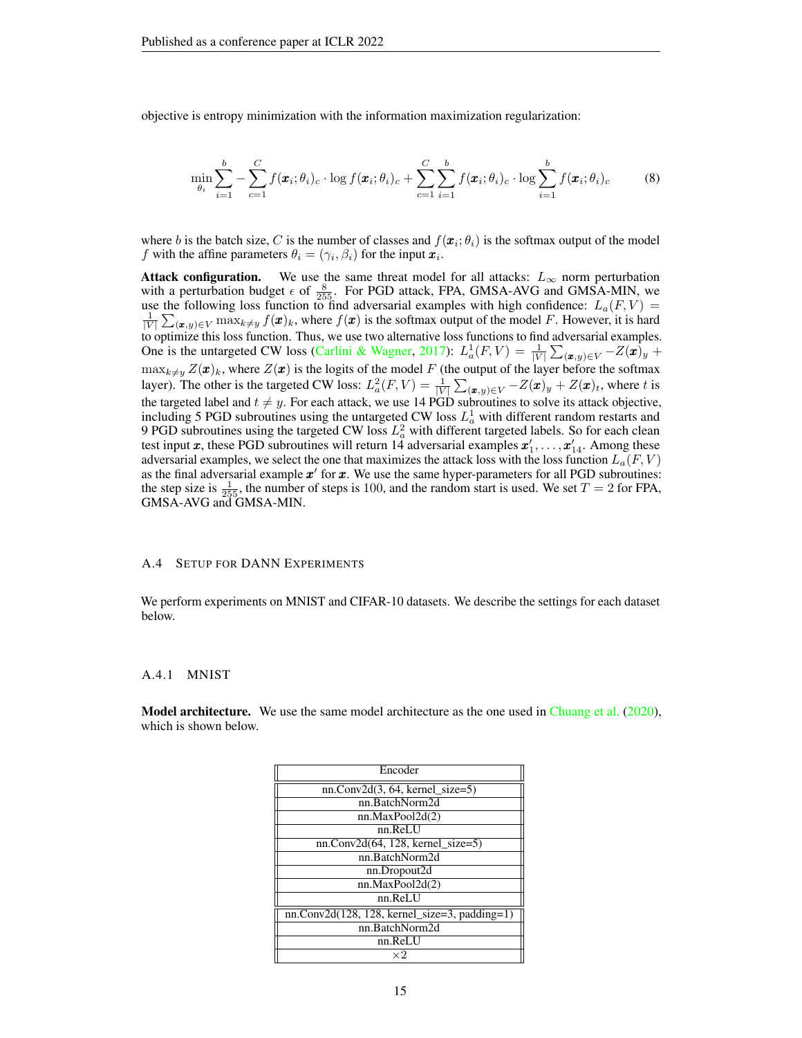objective is entropy minimization with the information maximization regularization:

$$\min_{\theta_i} \sum_{i=1}^{b} - \sum_{c=1}^{C} f(\boldsymbol{x}_i;\theta_i)_c \cdot \log f(\boldsymbol{x}_i;\theta_i)_c + \sum_{c=1}^{C} \sum_{i=1}^{b} f(\boldsymbol{x}_i;\theta_i)_c \cdot \log \sum_{i=1}^{b} f(\boldsymbol{x}_i;\theta_i)_c \tag{8}$$

where $b$ is the batch size, $C$ is the number of classes and $f(\boldsymbol{x}_i;\theta_i)$ is the softmax output of the model $f$ with the affine parameters $\theta_i = (\gamma_i, \beta_i)$ for the input $\boldsymbol{x}_i$.

**Attack configuration.** We use the same threat model for all attacks: $L_\infty$ norm perturbation with a perturbation budget $\epsilon$ of $\frac{8}{255}$. For PGD attack, FPA, GMSA-AVG and GMSA-MIN, we use the following loss function to find adversarial examples with high confidence: $L_a(F,V) = \frac{1}{|V|}\sum_{(\boldsymbol{x},y)\in V} \max_{k\neq y} f(\boldsymbol{x})_k$, where $f(\boldsymbol{x})$ is the softmax output of the model $F$. However, it is hard to optimize this loss function. Thus, we use two alternative loss functions to find adversarial examples. One is the untargeted CW loss (Carlini & Wagner, 2017): $L_a^1(F,V) = \frac{1}{|V|}\sum_{(\boldsymbol{x},y)\in V} -Z(\boldsymbol{x})_y + \max_{k\neq y} Z(\boldsymbol{x})_k$, where $Z(\boldsymbol{x})$ is the logits of the model $F$ (the output of the layer before the softmax layer). The other is the targeted CW loss: $L_a^2(F,V) = \frac{1}{|V|}\sum_{(\boldsymbol{x},y)\in V} -Z(\boldsymbol{x})_y + Z(\boldsymbol{x})_t$, where $t$ is the targeted label and $t \neq y$. For each attack, we use 14 PGD subroutines to solve its attack objective, including 5 PGD subroutines using the untargeted CW loss $L_a^1$ with different random restarts and 9 PGD subroutines using the targeted CW loss $L_a^2$ with different targeted labels. So for each clean test input $\boldsymbol{x}$, these PGD subroutines will return 14 adversarial examples $\boldsymbol{x}'_1,\ldots,\boldsymbol{x}'_{14}$. Among these adversarial examples, we select the one that maximizes the attack loss with the loss function $L_a(F,V)$ as the final adversarial example $\boldsymbol{x}'$ for $\boldsymbol{x}$. We use the same hyper-parameters for all PGD subroutines: the step size is $\frac{1}{255}$, the number of steps is 100, and the random start is used. We set $T=2$ for FPA, GMSA-AVG and GMSA-MIN.

### A.4 Setup for DANN Experiments

We perform experiments on MNIST and CIFAR-10 datasets. We describe the settings for each dataset below.

#### A.4.1 MNIST

**Model architecture.** We use the same model architecture as the one used in Chuang et al. (2020), which is shown below.

| Encoder |
|---|
| nn.Conv2d(3, 64, kernel_size=5) |
| nn.BatchNorm2d |
| nn.MaxPool2d(2) |
| nn.ReLU |
| nn.Conv2d(64, 128, kernel_size=5) |
| nn.BatchNorm2d |
| nn.Dropout2d |
| nn.MaxPool2d(2) |
| nn.ReLU |
| nn.Conv2d(128, 128, kernel_size=3, padding=1) |
| nn.BatchNorm2d |
| nn.ReLU |
| ×2 |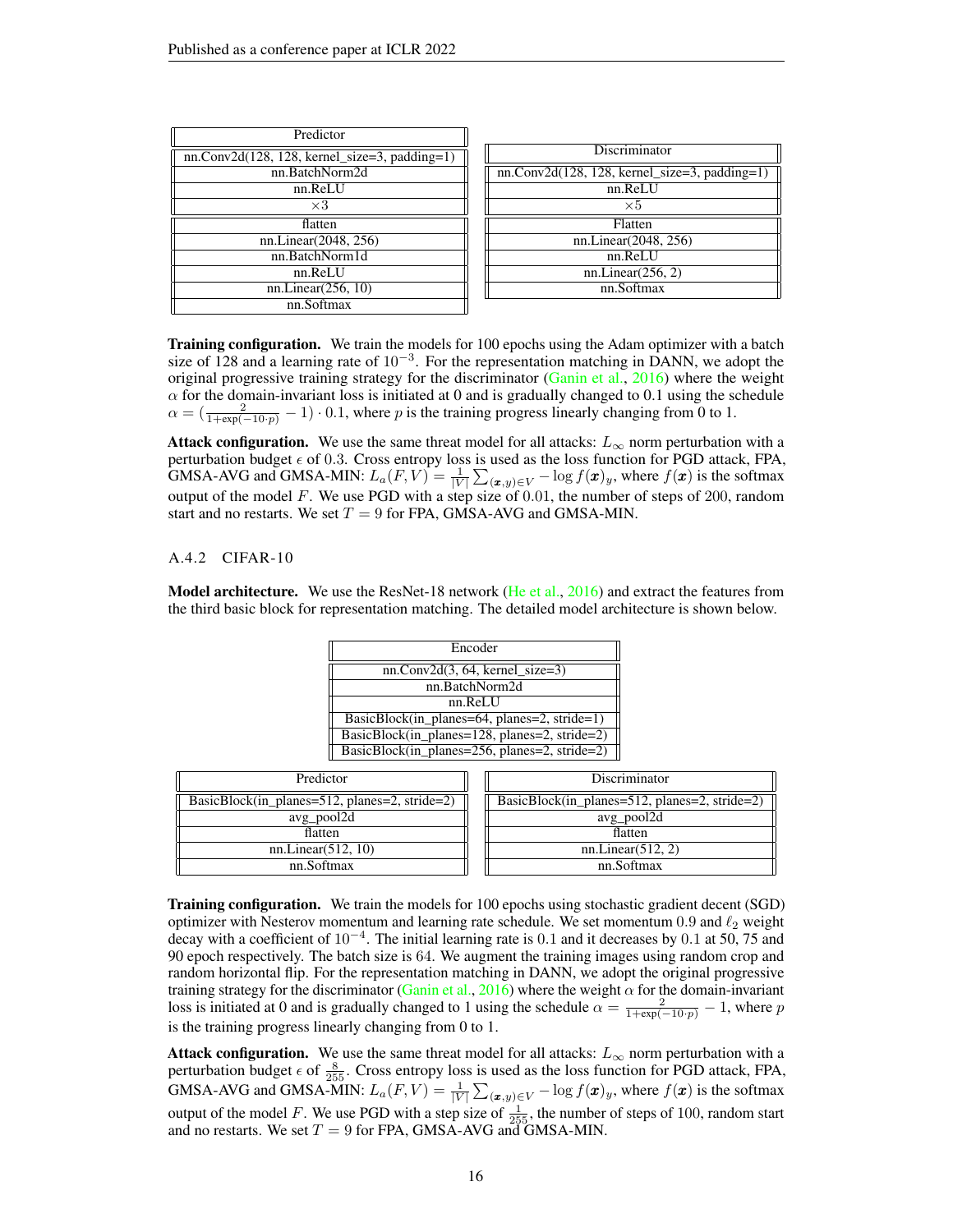| Predictor |
| --- |
| nn.Conv2d(128, 128, kernel_size=3, padding=1) |
| nn.BatchNorm2d |
| nn.ReLU |
| ×3 |
| flatten |
| nn.Linear(2048, 256) |
| nn.BatchNorm1d |
| nn.ReLU |
| nn.Linear(256, 10) |
| nn.Softmax |

| Discriminator |
| --- |
| nn.Conv2d(128, 128, kernel_size=3, padding=1) |
| nn.ReLU |
| ×5 |
| Flatten |
| nn.Linear(2048, 256) |
| nn.ReLU |
| nn.Linear(256, 2) |
| nn.Softmax |

**Training configuration.** We train the models for 100 epochs using the Adam optimizer with a batch size of 128 and a learning rate of $10^{-3}$. For the representation matching in DANN, we adopt the original progressive training strategy for the discriminator (Ganin et al., 2016) where the weight $\alpha$ for the domain-invariant loss is initiated at 0 and is gradually changed to 0.1 using the schedule $\alpha = (\frac{2}{1+\exp(-10 \cdot p)} - 1) \cdot 0.1$, where $p$ is the training progress linearly changing from 0 to 1.

**Attack configuration.** We use the same threat model for all attacks: $L_\infty$ norm perturbation with a perturbation budget $\epsilon$ of $0.3$. Cross entropy loss is used as the loss function for PGD attack, FPA, GMSA-AVG and GMSA-MIN: $L_a(F, V) = \frac{1}{|V|} \sum_{(\boldsymbol{x},y) \in V} - \log f(\boldsymbol{x})_y$, where $f(\boldsymbol{x})$ is the softmax output of the model $F$. We use PGD with a step size of $0.01$, the number of steps of $200$, random start and no restarts. We set $T = 9$ for FPA, GMSA-AVG and GMSA-MIN.

### A.4.2 CIFAR-10

**Model architecture.** We use the ResNet-18 network (He et al., 2016) and extract the features from the third basic block for representation matching. The detailed model architecture is shown below.

| Encoder |
| --- |
| nn.Conv2d(3, 64, kernel_size=3) |
| nn.BatchNorm2d |
| nn.ReLU |
| BasicBlock(in_planes=64, planes=2, stride=1) |
| BasicBlock(in_planes=128, planes=2, stride=2) |
| BasicBlock(in_planes=256, planes=2, stride=2) |

| Predictor |
| --- |
| BasicBlock(in_planes=512, planes=2, stride=2) |
| avg_pool2d |
| flatten |
| nn.Linear(512, 10) |
| nn.Softmax |

| Discriminator |
| --- |
| BasicBlock(in_planes=512, planes=2, stride=2) |
| avg_pool2d |
| flatten |
| nn.Linear(512, 2) |
| nn.Softmax |

**Training configuration.** We train the models for 100 epochs using stochastic gradient decent (SGD) optimizer with Nesterov momentum and learning rate schedule. We set momentum $0.9$ and $\ell_2$ weight decay with a coefficient of $10^{-4}$. The initial learning rate is $0.1$ and it decreases by $0.1$ at 50, 75 and 90 epoch respectively. The batch size is $64$. We augment the training images using random crop and random horizontal flip. For the representation matching in DANN, we adopt the original progressive training strategy for the discriminator (Ganin et al., 2016) where the weight $\alpha$ for the domain-invariant loss is initiated at 0 and is gradually changed to 1 using the schedule $\alpha = \frac{2}{1+\exp(-10 \cdot p)} - 1$, where $p$ is the training progress linearly changing from 0 to 1.

**Attack configuration.** We use the same threat model for all attacks: $L_\infty$ norm perturbation with a perturbation budget $\epsilon$ of $\frac{8}{255}$. Cross entropy loss is used as the loss function for PGD attack, FPA, GMSA-AVG and GMSA-MIN: $L_a(F, V) = \frac{1}{|V|} \sum_{(\boldsymbol{x},y) \in V} - \log f(\boldsymbol{x})_y$, where $f(\boldsymbol{x})$ is the softmax output of the model $F$. We use PGD with a step size of $\frac{1}{255}$, the number of steps of $100$, random start and no restarts. We set $T = 9$ for FPA, GMSA-AVG and GMSA-MIN.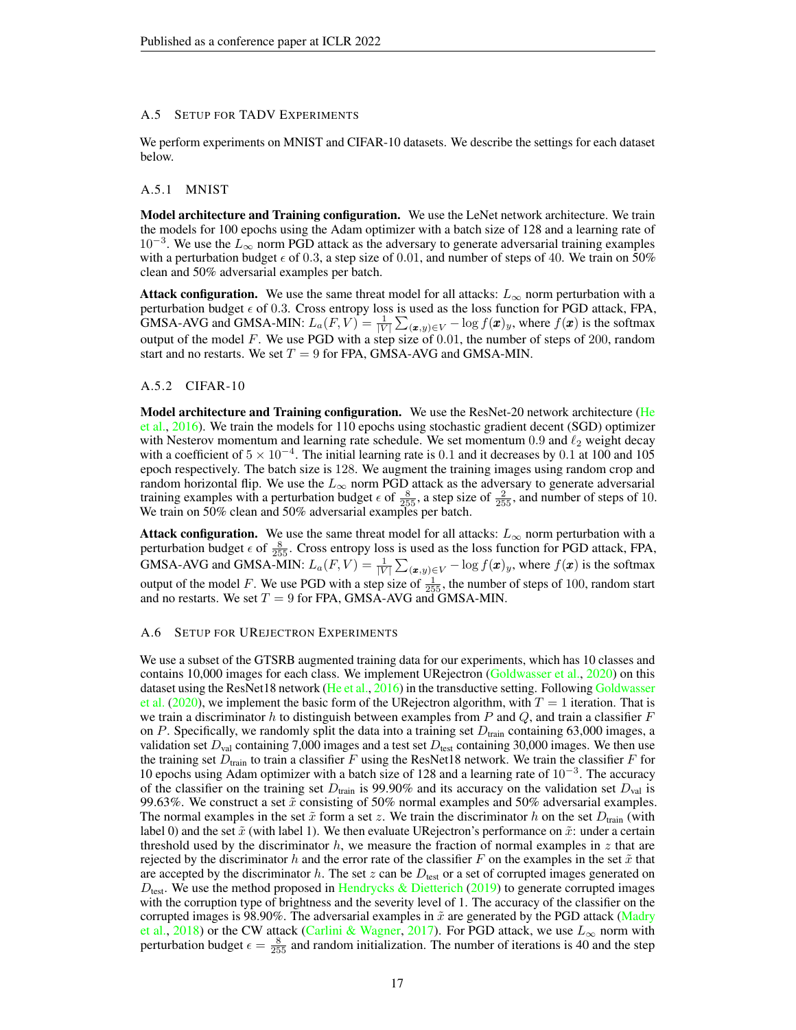### A.5 Setup for TADV Experiments

We perform experiments on MNIST and CIFAR-10 datasets. We describe the settings for each dataset below.

#### A.5.1 MNIST

**Model architecture and Training configuration.** We use the LeNet network architecture. We train the models for 100 epochs using the Adam optimizer with a batch size of 128 and a learning rate of $10^{-3}$. We use the $L_\infty$ norm PGD attack as the adversary to generate adversarial training examples with a perturbation budget $\epsilon$ of $0.3$, a step size of $0.01$, and number of steps of $40$. We train on 50% clean and 50% adversarial examples per batch.

**Attack configuration.** We use the same threat model for all attacks: $L_\infty$ norm perturbation with a perturbation budget $\epsilon$ of $0.3$. Cross entropy loss is used as the loss function for PGD attack, FPA, GMSA-AVG and GMSA-MIN: $L_a(F, V) = \frac{1}{|V|}\sum_{(\boldsymbol{x},y)\in V} -\log f(\boldsymbol{x})_y$, where $f(\boldsymbol{x})$ is the softmax output of the model $F$. We use PGD with a step size of $0.01$, the number of steps of $200$, random start and no restarts. We set $T = 9$ for FPA, GMSA-AVG and GMSA-MIN.

#### A.5.2 CIFAR-10

**Model architecture and Training configuration.** We use the ResNet-20 network architecture (He et al., 2016). We train the models for 110 epochs using stochastic gradient decent (SGD) optimizer with Nesterov momentum and learning rate schedule. We set momentum $0.9$ and $\ell_2$ weight decay with a coefficient of $5 \times 10^{-4}$. The initial learning rate is $0.1$ and it decreases by $0.1$ at 100 and 105 epoch respectively. The batch size is $128$. We augment the training images using random crop and random horizontal flip. We use the $L_\infty$ norm PGD attack as the adversary to generate adversarial training examples with a perturbation budget $\epsilon$ of $\frac{8}{255}$, a step size of $\frac{2}{255}$, and number of steps of $10$. We train on 50% clean and 50% adversarial examples per batch.

**Attack configuration.** We use the same threat model for all attacks: $L_\infty$ norm perturbation with a perturbation budget $\epsilon$ of $\frac{8}{255}$. Cross entropy loss is used as the loss function for PGD attack, FPA, GMSA-AVG and GMSA-MIN: $L_a(F, V) = \frac{1}{|V|}\sum_{(\boldsymbol{x},y)\in V} -\log f(\boldsymbol{x})_y$, where $f(\boldsymbol{x})$ is the softmax output of the model $F$. We use PGD with a step size of $\frac{1}{255}$, the number of steps of $100$, random start and no restarts. We set $T = 9$ for FPA, GMSA-AVG and GMSA-MIN.

### A.6 Setup for URejectron Experiments

We use a subset of the GTSRB augmented training data for our experiments, which has 10 classes and contains 10,000 images for each class. We implement URejectron (Goldwasser et al., 2020) on this dataset using the ResNet18 network (He et al., 2016) in the transductive setting. Following Goldwasser et al. (2020), we implement the basic form of the URejectron algorithm, with $T = 1$ iteration. That is we train a discriminator $h$ to distinguish between examples from $P$ and $Q$, and train a classifier $F$ on $P$. Specifically, we randomly split the data into a training set $D_{\text{train}}$ containing 63,000 images, a validation set $D_{\text{val}}$ containing 7,000 images and a test set $D_{\text{test}}$ containing 30,000 images. We then use the training set $D_{\text{train}}$ to train a classifier $F$ using the ResNet18 network. We train the classifier $F$ for 10 epochs using Adam optimizer with a batch size of 128 and a learning rate of $10^{-3}$. The accuracy of the classifier on the training set $D_{\text{train}}$ is 99.90% and its accuracy on the validation set $D_{\text{val}}$ is 99.63%. We construct a set $\tilde{x}$ consisting of 50% normal examples and 50% adversarial examples. The normal examples in the set $\tilde{x}$ form a set $z$. We train the discriminator $h$ on the set $D_{\text{train}}$ (with label 0) and the set $\tilde{x}$ (with label 1). We then evaluate URejectron's performance on $\tilde{x}$: under a certain threshold used by the discriminator $h$, we measure the fraction of normal examples in $z$ that are rejected by the discriminator $h$ and the error rate of the classifier $F$ on the examples in the set $\tilde{x}$ that are accepted by the discriminator $h$. The set $z$ can be $D_{\text{test}}$ or a set of corrupted images generated on $D_{\text{test}}$. We use the method proposed in Hendrycks & Dietterich (2019) to generate corrupted images with the corruption type of brightness and the severity level of 1. The accuracy of the classifier on the corrupted images is 98.90%. The adversarial examples in $\tilde{x}$ are generated by the PGD attack (Madry et al., 2018) or the CW attack (Carlini & Wagner, 2017). For PGD attack, we use $L_\infty$ norm with perturbation budget $\epsilon = \frac{8}{255}$ and random initialization. The number of iterations is 40 and the step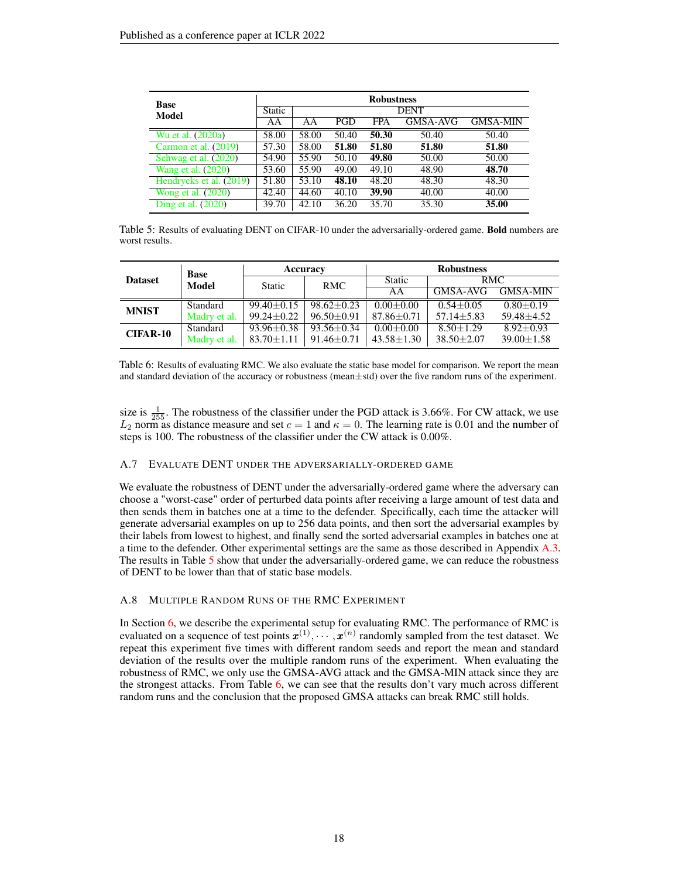| Base Model | Robustness | | | | | |
|---|---|---|---|---|---|---|
| | Static | DENT | | | | |
| | AA | AA | PGD | FPA | GMSA-AVG | GMSA-MIN |
| Wu et al. (2020a) | 58.00 | 58.00 | 50.40 | **50.30** | 50.40 | 50.40 |
| Carmon et al. (2019) | 57.30 | 58.00 | **51.80** | **51.80** | **51.80** | **51.80** |
| Sehwag et al. (2020) | 54.90 | 55.90 | 50.10 | **49.80** | 50.00 | 50.00 |
| Wang et al. (2020) | 53.60 | 55.90 | 49.00 | 49.10 | 48.90 | **48.70** |
| Hendrycks et al. (2019) | 51.80 | 53.10 | **48.10** | 48.20 | 48.30 | 48.30 |
| Wong et al. (2020) | 42.40 | 44.60 | 40.10 | **39.90** | 40.00 | 40.00 |
| Ding et al. (2020) | 39.70 | 42.10 | 36.20 | 35.70 | 35.30 | **35.00** |

Table 5: Results of evaluating DENT on CIFAR-10 under the adversarially-ordered game. **Bold** numbers are worst results.

| Dataset | Base Model | Accuracy | | Robustness | | |
|---|---|---|---|---|---|---|
| | | Static | RMC | Static | RMC | |
| | | | | AA | GMSA-AVG | GMSA-MIN |
| **MNIST** | Standard | 99.40±0.15 | 98.62±0.23 | 0.00±0.00 | 0.54±0.05 | 0.80±0.19 |
| | Madry et al. | 99.24±0.22 | 96.50±0.91 | 87.86±0.71 | 57.14±5.83 | 59.48±4.52 |
| **CIFAR-10** | Standard | 93.96±0.38 | 93.56±0.34 | 0.00±0.00 | 8.50±1.29 | 8.92±0.93 |
| | Madry et al. | 83.70±1.11 | 91.46±0.71 | 43.58±1.30 | 38.50±2.07 | 39.00±1.58 |

Table 6: Results of evaluating RMC. We also evaluate the static base model for comparison. We report the mean and standard deviation of the accuracy or robustness (mean±std) over the five random runs of the experiment.

size is $\frac{1}{255}$. The robustness of the classifier under the PGD attack is 3.66%. For CW attack, we use $L_2$ norm as distance measure and set $c = 1$ and $\kappa = 0$. The learning rate is 0.01 and the number of steps is 100. The robustness of the classifier under the CW attack is 0.00%.

### A.7 Evaluate DENT under the adversarially-ordered game

We evaluate the robustness of DENT under the adversarially-ordered game where the adversary can choose a "worst-case" order of perturbed data points after receiving a large amount of test data and then sends them in batches one at a time to the defender. Specifically, each time the attacker will generate adversarial examples on up to 256 data points, and then sort the adversarial examples by their labels from lowest to highest, and finally send the sorted adversarial examples in batches one at a time to the defender. Other experimental settings are the same as those described in Appendix A.3. The results in Table 5 show that under the adversarially-ordered game, we can reduce the robustness of DENT to be lower than that of static base models.

### A.8 Multiple Random Runs of the RMC Experiment

In Section 6, we describe the experimental setup for evaluating RMC. The performance of RMC is evaluated on a sequence of test points $\boldsymbol{x}^{(1)}, \cdots, \boldsymbol{x}^{(n)}$ randomly sampled from the test dataset. We repeat this experiment five times with different random seeds and report the mean and standard deviation of the results over the multiple random runs of the experiment. When evaluating the robustness of RMC, we only use the GMSA-AVG attack and the GMSA-MIN attack since they are the strongest attacks. From Table 6, we can see that the results don't vary much across different random runs and the conclusion that the proposed GMSA attacks can break RMC still holds.